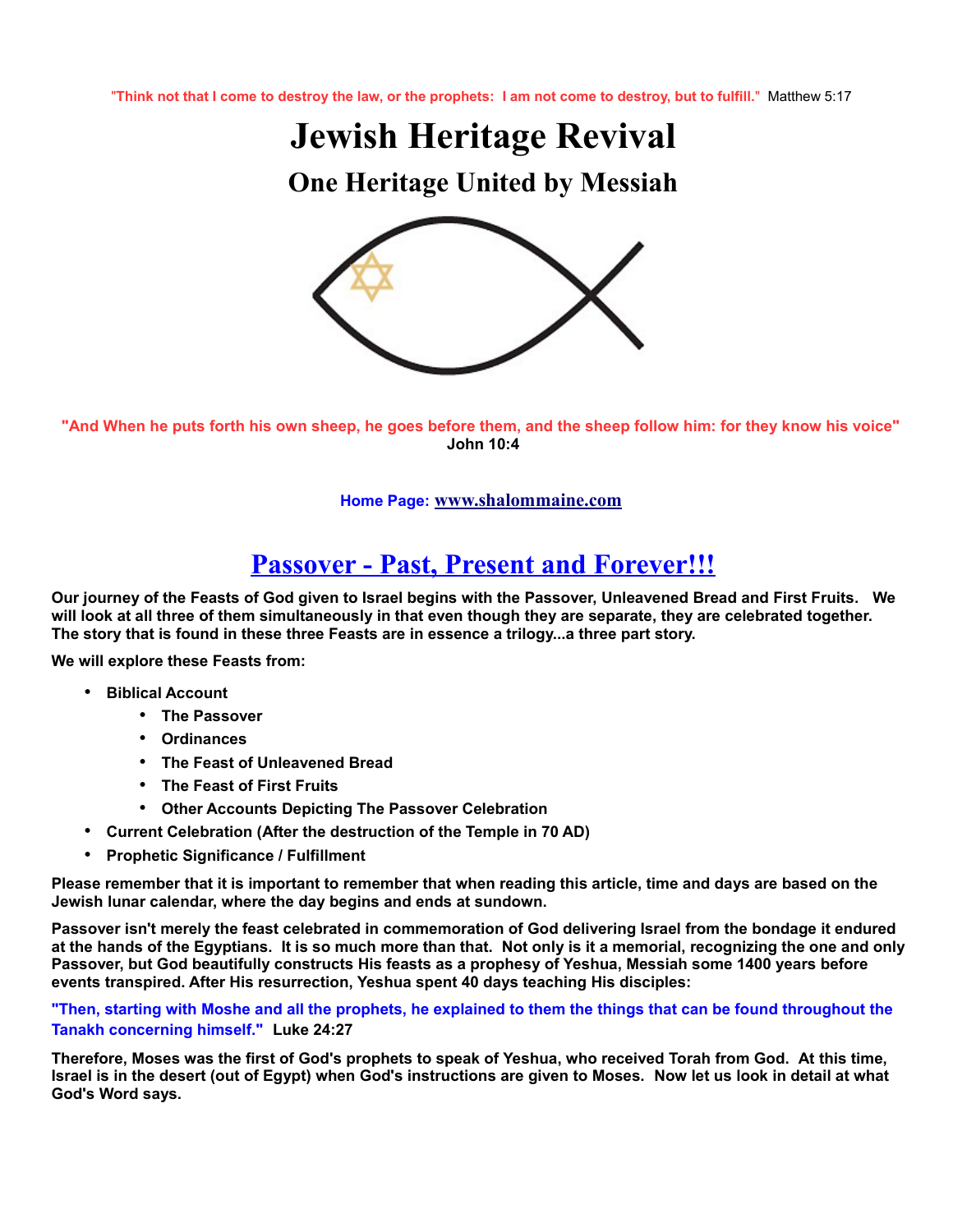"Think not that I come to destroy the law, or the prophets: I am not come to destroy, but to fulfill." Matthew 5:17

# Jewish Heritage Revival

## One Heritage United by Messiah

"And When he puts forth his own sheep, he goes before them, and the sheep follow him: for they know his voice"
John 10:4

Home Page: www.shalommaine.com

## Passover - Past, Present and Forever!!!

**Our journey of the Feasts of God given to Israel begins with the Passover, Unleavened Bread and First Fruits. We will look at all three of them simultaneously in that even though they are separate, they are celebrated together. The story that is found in these three Feasts are in essence a trilogy...a three part story.**

**We will explore these Feasts from:**

- **Biblical Account**
  - **The Passover**
  - **Ordinances**
  - **The Feast of Unleavened Bread**
  - **The Feast of First Fruits**
  - **Other Accounts Depicting The Passover Celebration**
- **Current Celebration (After the destruction of the Temple in 70 AD)**
- **Prophetic Significance / Fulfillment**

**Please remember that it is important to remember that when reading this article, time and days are based on the Jewish lunar calendar, where the day begins and ends at sundown.**

**Passover isn't merely the feast celebrated in commemoration of God delivering Israel from the bondage it endured at the hands of the Egyptians. It is so much more than that. Not only is it a memorial, recognizing the one and only Passover, but God beautifully constructs His feasts as a prophesy of Yeshua, Messiah some 1400 years before events transpired. After His resurrection, Yeshua spent 40 days teaching His disciples:**

**"Then, starting with Moshe and all the prophets, he explained to them the things that can be found throughout the Tanakh concerning himself." Luke 24:27**

**Therefore, Moses was the first of God's prophets to speak of Yeshua, who received Torah from God. At this time, Israel is in the desert (out of Egypt) when God's instructions are given to Moses. Now let us look in detail at what God's Word says.**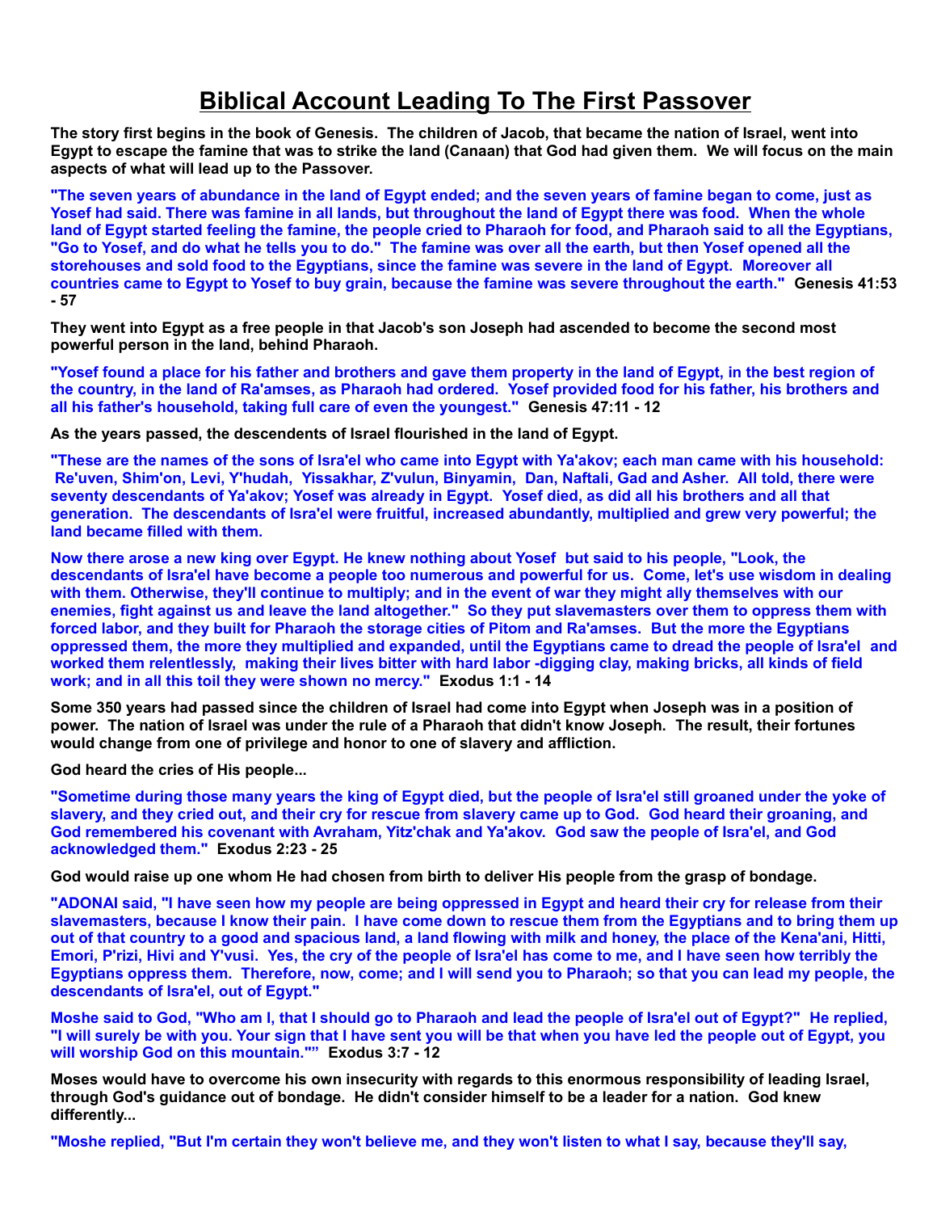# Biblical Account Leading To The First Passover

**The story first begins in the book of Genesis. The children of Jacob, that became the nation of Israel, went into Egypt to escape the famine that was to strike the land (Canaan) that God had given them. We will focus on the main aspects of what will lead up to the Passover.**

**"The seven years of abundance in the land of Egypt ended; and the seven years of famine began to come, just as Yosef had said. There was famine in all lands, but throughout the land of Egypt there was food. When the whole land of Egypt started feeling the famine, the people cried to Pharaoh for food, and Pharaoh said to all the Egyptians, "Go to Yosef, and do what he tells you to do." The famine was over all the earth, but then Yosef opened all the storehouses and sold food to the Egyptians, since the famine was severe in the land of Egypt. Moreover all countries came to Egypt to Yosef to buy grain, because the famine was severe throughout the earth." Genesis 41:53 - 57**

**They went into Egypt as a free people in that Jacob's son Joseph had ascended to become the second most powerful person in the land, behind Pharaoh.**

**"Yosef found a place for his father and brothers and gave them property in the land of Egypt, in the best region of the country, in the land of Ra'amses, as Pharaoh had ordered. Yosef provided food for his father, his brothers and all his father's household, taking full care of even the youngest." Genesis 47:11 - 12**

**As the years passed, the descendents of Israel flourished in the land of Egypt.**

**"These are the names of the sons of Isra'el who came into Egypt with Ya'akov; each man came with his household: Re'uven, Shim'on, Levi, Y'hudah, Yissakhar, Z'vulun, Binyamin, Dan, Naftali, Gad and Asher. All told, there were seventy descendants of Ya'akov; Yosef was already in Egypt. Yosef died, as did all his brothers and all that generation. The descendants of Isra'el were fruitful, increased abundantly, multiplied and grew very powerful; the land became filled with them.**

**Now there arose a new king over Egypt. He knew nothing about Yosef but said to his people, "Look, the descendants of Isra'el have become a people too numerous and powerful for us. Come, let's use wisdom in dealing with them. Otherwise, they'll continue to multiply; and in the event of war they might ally themselves with our enemies, fight against us and leave the land altogether." So they put slavemasters over them to oppress them with forced labor, and they built for Pharaoh the storage cities of Pitom and Ra'amses. But the more the Egyptians oppressed them, the more they multiplied and expanded, until the Egyptians came to dread the people of Isra'el and worked them relentlessly, making their lives bitter with hard labor -digging clay, making bricks, all kinds of field work; and in all this toil they were shown no mercy." Exodus 1:1 - 14**

**Some 350 years had passed since the children of Israel had come into Egypt when Joseph was in a position of power. The nation of Israel was under the rule of a Pharaoh that didn't know Joseph. The result, their fortunes would change from one of privilege and honor to one of slavery and affliction.**

**God heard the cries of His people...**

**"Sometime during those many years the king of Egypt died, but the people of Isra'el still groaned under the yoke of slavery, and they cried out, and their cry for rescue from slavery came up to God. God heard their groaning, and God remembered his covenant with Avraham, Yitz'chak and Ya'akov. God saw the people of Isra'el, and God acknowledged them." Exodus 2:23 - 25**

**God would raise up one whom He had chosen from birth to deliver His people from the grasp of bondage.**

**"ADONAI said, "I have seen how my people are being oppressed in Egypt and heard their cry for release from their slavemasters, because I know their pain. I have come down to rescue them from the Egyptians and to bring them up out of that country to a good and spacious land, a land flowing with milk and honey, the place of the Kena'ani, Hitti, Emori, P'rizi, Hivi and Y'vusi. Yes, the cry of the people of Isra'el has come to me, and I have seen how terribly the Egyptians oppress them. Therefore, now, come; and I will send you to Pharaoh; so that you can lead my people, the descendants of Isra'el, out of Egypt."**

**Moshe said to God, "Who am I, that I should go to Pharaoh and lead the people of Isra'el out of Egypt?" He replied, "I will surely be with you. Your sign that I have sent you will be that when you have led the people out of Egypt, you will worship God on this mountain."" Exodus 3:7 - 12**

**Moses would have to overcome his own insecurity with regards to this enormous responsibility of leading Israel, through God's guidance out of bondage. He didn't consider himself to be a leader for a nation. God knew differently...**

**"Moshe replied, "But I'm certain they won't believe me, and they won't listen to what I say, because they'll say,**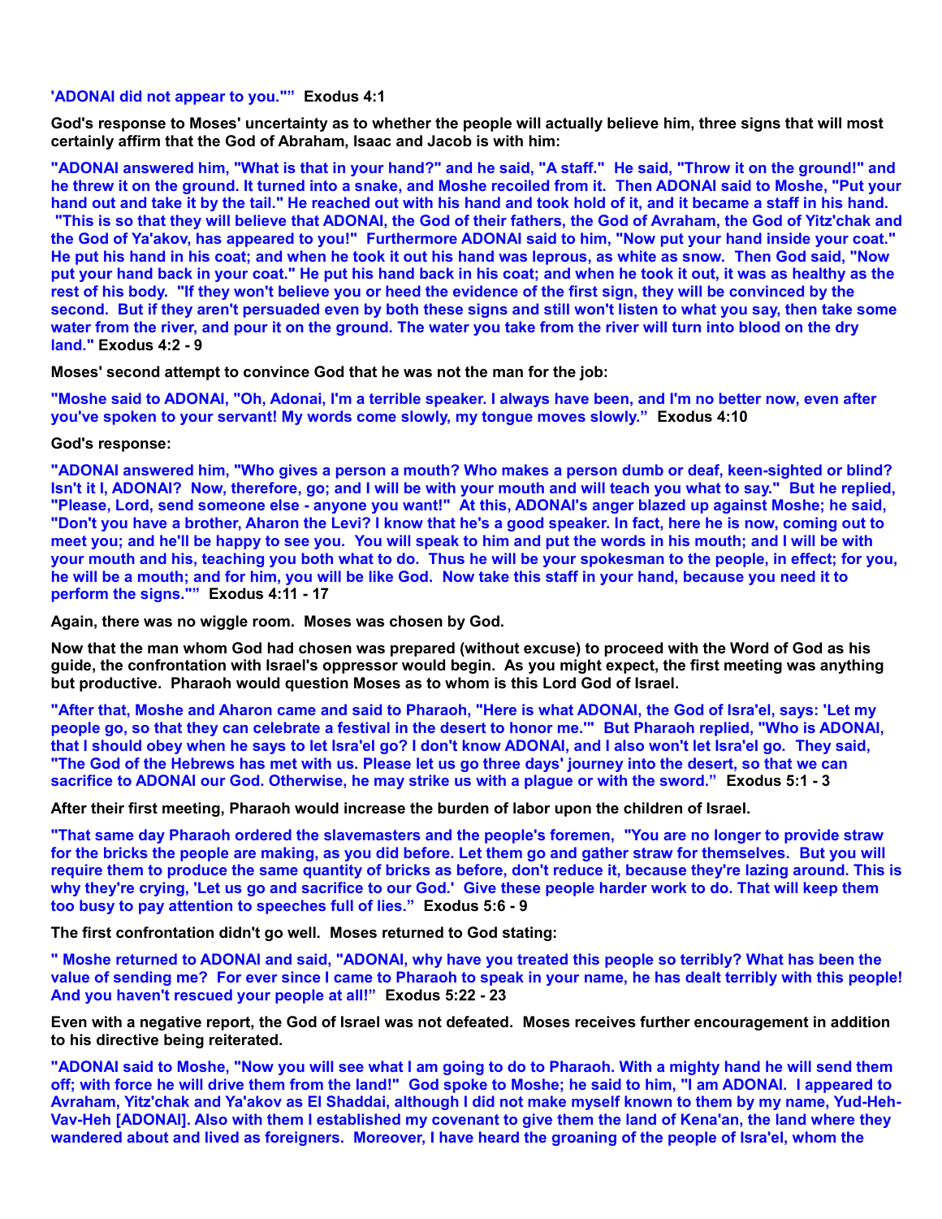'ADONAI did not appear to you.''" Exodus 4:1

**God's response to Moses' uncertainty as to whether the people will actually believe him, three signs that will most certainly affirm that the God of Abraham, Isaac and Jacob is with him:**

"ADONAI answered him, "What is that in your hand?" and he said, "A staff." He said, "Throw it on the ground!" and he threw it on the ground. It turned into a snake, and Moshe recoiled from it. Then ADONAI said to Moshe, "Put your hand out and take it by the tail." He reached out with his hand and took hold of it, and it became a staff in his hand. "This is so that they will believe that ADONAI, the God of their fathers, the God of Avraham, the God of Yitz'chak and the God of Ya'akov, has appeared to you!" Furthermore ADONAI said to him, "Now put your hand inside your coat." He put his hand in his coat; and when he took it out his hand was leprous, as white as snow. Then God said, "Now put your hand back in your coat." He put his hand back in his coat; and when he took it out, it was as healthy as the rest of his body. "If they won't believe you or heed the evidence of the first sign, they will be convinced by the second. But if they aren't persuaded even by both these signs and still won't listen to what you say, then take some water from the river, and pour it on the ground. The water you take from the river will turn into blood on the dry land." **Exodus 4:2 - 9**

**Moses' second attempt to convince God that he was not the man for the job:**

"Moshe said to ADONAI, "Oh, Adonai, I'm a terrible speaker. I always have been, and I'm no better now, even after you've spoken to your servant! My words come slowly, my tongue moves slowly." **Exodus 4:10**

**God's response:**

"ADONAI answered him, "Who gives a person a mouth? Who makes a person dumb or deaf, keen-sighted or blind? Isn't it I, ADONAI? Now, therefore, go; and I will be with your mouth and will teach you what to say." But he replied, "Please, Lord, send someone else - anyone you want!" At this, ADONAI's anger blazed up against Moshe; he said, "Don't you have a brother, Aharon the Levi? I know that he's a good speaker. In fact, here he is now, coming out to meet you; and he'll be happy to see you. You will speak to him and put the words in his mouth; and I will be with your mouth and his, teaching you both what to do. Thus he will be your spokesman to the people, in effect; for you, he will be a mouth; and for him, you will be like God. Now take this staff in your hand, because you need it to perform the signs."" **Exodus 4:11 - 17**

**Again, there was no wiggle room. Moses was chosen by God.**

**Now that the man whom God had chosen was prepared (without excuse) to proceed with the Word of God as his guide, the confrontation with Israel's oppressor would begin. As you might expect, the first meeting was anything but productive. Pharaoh would question Moses as to whom is this Lord God of Israel.**

"After that, Moshe and Aharon came and said to Pharaoh, "Here is what ADONAI, the God of Isra'el, says: 'Let my people go, so that they can celebrate a festival in the desert to honor me.'" But Pharaoh replied, "Who is ADONAI, that I should obey when he says to let Isra'el go? I don't know ADONAI, and I also won't let Isra'el go. They said, "The God of the Hebrews has met with us. Please let us go three days' journey into the desert, so that we can sacrifice to ADONAI our God. Otherwise, he may strike us with a plague or with the sword." **Exodus 5:1 - 3**

**After their first meeting, Pharaoh would increase the burden of labor upon the children of Israel.**

"That same day Pharaoh ordered the slavemasters and the people's foremen, "You are no longer to provide straw for the bricks the people are making, as you did before. Let them go and gather straw for themselves. But you will require them to produce the same quantity of bricks as before, don't reduce it, because they're lazing around. This is why they're crying, 'Let us go and sacrifice to our God.' Give these people harder work to do. That will keep them too busy to pay attention to speeches full of lies." **Exodus 5:6 - 9**

**The first confrontation didn't go well. Moses returned to God stating:**

" Moshe returned to ADONAI and said, "ADONAI, why have you treated this people so terribly? What has been the value of sending me? For ever since I came to Pharaoh to speak in your name, he has dealt terribly with this people! And you haven't rescued your people at all!" **Exodus 5:22 - 23**

**Even with a negative report, the God of Israel was not defeated. Moses receives further encouragement in addition to his directive being reiterated.**

"ADONAI said to Moshe, "Now you will see what I am going to do to Pharaoh. With a mighty hand he will send them off; with force he will drive them from the land!" God spoke to Moshe; he said to him, "I am ADONAI. I appeared to Avraham, Yitz'chak and Ya'akov as El Shaddai, although I did not make myself known to them by my name, Yud-Heh-Vav-Heh [ADONAI]. Also with them I established my covenant to give them the land of Kena'an, the land where they wandered about and lived as foreigners. Moreover, I have heard the groaning of the people of Isra'el, whom the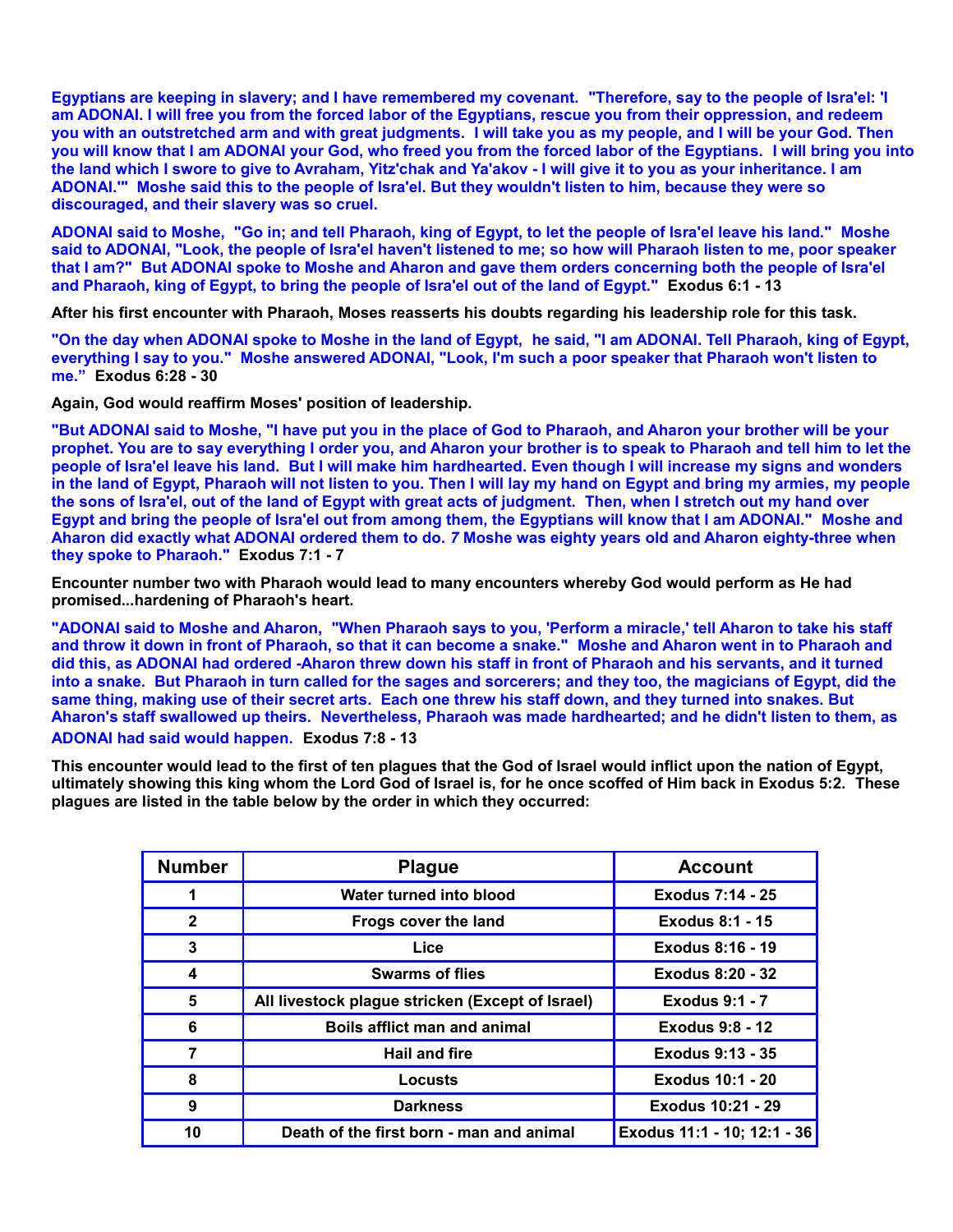**Egyptians are keeping in slavery; and I have remembered my covenant. "Therefore, say to the people of Isra'el: 'I am ADONAI. I will free you from the forced labor of the Egyptians, rescue you from their oppression, and redeem you with an outstretched arm and with great judgments. I will take you as my people, and I will be your God. Then you will know that I am ADONAI your God, who freed you from the forced labor of the Egyptians. I will bring you into the land which I swore to give to Avraham, Yitz'chak and Ya'akov - I will give it to you as your inheritance. I am ADONAI.'" Moshe said this to the people of Isra'el. But they wouldn't listen to him, because they were so discouraged, and their slavery was so cruel.**

**ADONAI said to Moshe, "Go in; and tell Pharaoh, king of Egypt, to let the people of Isra'el leave his land." Moshe said to ADONAI, "Look, the people of Isra'el haven't listened to me; so how will Pharaoh listen to me, poor speaker that I am?" But ADONAI spoke to Moshe and Aharon and gave them orders concerning both the people of Isra'el and Pharaoh, king of Egypt, to bring the people of Isra'el out of the land of Egypt." Exodus 6:1 - 13**

**After his first encounter with Pharaoh, Moses reasserts his doubts regarding his leadership role for this task.**

**"On the day when ADONAI spoke to Moshe in the land of Egypt, he said, "I am ADONAI. Tell Pharaoh, king of Egypt, everything I say to you." Moshe answered ADONAI, "Look, I'm such a poor speaker that Pharaoh won't listen to me." Exodus 6:28 - 30**

**Again, God would reaffirm Moses' position of leadership.**

**"But ADONAI said to Moshe, "I have put you in the place of God to Pharaoh, and Aharon your brother will be your prophet. You are to say everything I order you, and Aharon your brother is to speak to Pharaoh and tell him to let the people of Isra'el leave his land. But I will make him hardhearted. Even though I will increase my signs and wonders in the land of Egypt, Pharaoh will not listen to you. Then I will lay my hand on Egypt and bring my armies, my people the sons of Isra'el, out of the land of Egypt with great acts of judgment. Then, when I stretch out my hand over Egypt and bring the people of Isra'el out from among them, the Egyptians will know that I am ADONAI." Moshe and Aharon did exactly what ADONAI ordered them to do. *7* Moshe was eighty years old and Aharon eighty-three when they spoke to Pharaoh." Exodus 7:1 - 7**

**Encounter number two with Pharaoh would lead to many encounters whereby God would perform as He had promised...hardening of Pharaoh's heart.**

**"ADONAI said to Moshe and Aharon, "When Pharaoh says to you, 'Perform a miracle,' tell Aharon to take his staff and throw it down in front of Pharaoh, so that it can become a snake." Moshe and Aharon went in to Pharaoh and did this, as ADONAI had ordered -Aharon threw down his staff in front of Pharaoh and his servants, and it turned into a snake. But Pharaoh in turn called for the sages and sorcerers; and they too, the magicians of Egypt, did the same thing, making use of their secret arts. Each one threw his staff down, and they turned into snakes. But Aharon's staff swallowed up theirs. Nevertheless, Pharaoh was made hardhearted; and he didn't listen to them, as ADONAI had said would happen. Exodus 7:8 - 13**

**This encounter would lead to the first of ten plagues that the God of Israel would inflict upon the nation of Egypt, ultimately showing this king whom the Lord God of Israel is, for he once scoffed of Him back in Exodus 5:2. These plagues are listed in the table below by the order in which they occurred:**

| Number | Plague | Account |
|---|---|---|
| 1 | Water turned into blood | Exodus 7:14 - 25 |
| 2 | Frogs cover the land | Exodus 8:1 - 15 |
| 3 | Lice | Exodus 8:16 - 19 |
| 4 | Swarms of flies | Exodus 8:20 - 32 |
| 5 | All livestock plague stricken (Except of Israel) | Exodus 9:1 - 7 |
| 6 | Boils afflict man and animal | Exodus 9:8 - 12 |
| 7 | Hail and fire | Exodus 9:13 - 35 |
| 8 | Locusts | Exodus 10:1 - 20 |
| 9 | Darkness | Exodus 10:21 - 29 |
| 10 | Death of the first born - man and animal | Exodus 11:1 - 10; 12:1 - 36 |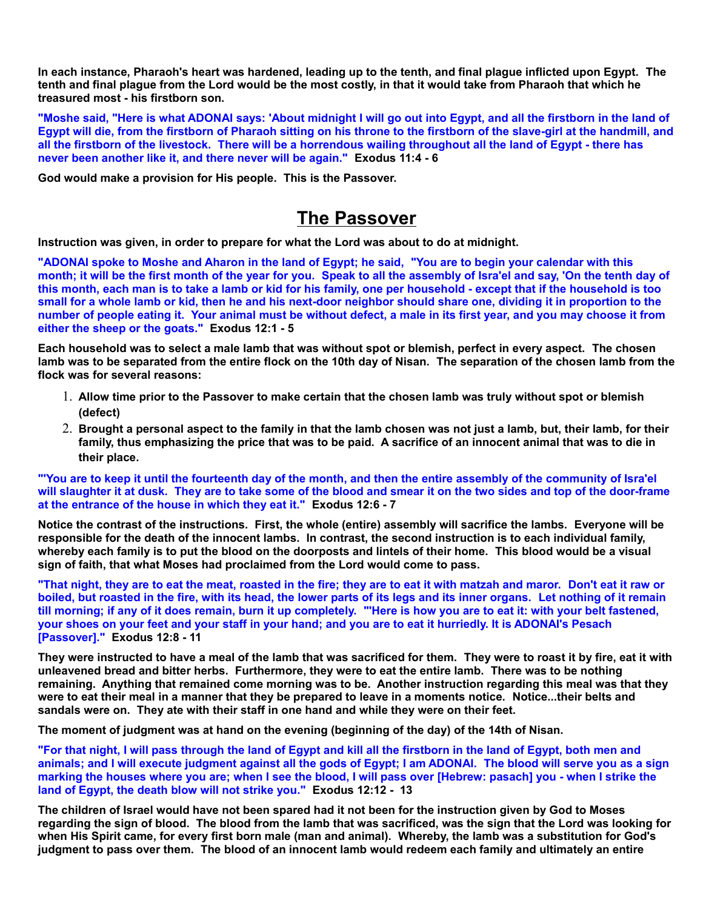**In each instance, Pharaoh's heart was hardened, leading up to the tenth, and final plague inflicted upon Egypt. The tenth and final plague from the Lord would be the most costly, in that it would take from Pharaoh that which he treasured most - his firstborn son.**

**"Moshe said, "Here is what ADONAI says: 'About midnight I will go out into Egypt, and all the firstborn in the land of Egypt will die, from the firstborn of Pharaoh sitting on his throne to the firstborn of the slave-girl at the handmill, and all the firstborn of the livestock. There will be a horrendous wailing throughout all the land of Egypt - there has never been another like it, and there never will be again." Exodus 11:4 - 6**

**God would make a provision for His people. This is the Passover.**

# The Passover

**Instruction was given, in order to prepare for what the Lord was about to do at midnight.**

**"ADONAI spoke to Moshe and Aharon in the land of Egypt; he said, "You are to begin your calendar with this month; it will be the first month of the year for you. Speak to all the assembly of Isra'el and say, 'On the tenth day of this month, each man is to take a lamb or kid for his family, one per household - except that if the household is too small for a whole lamb or kid, then he and his next-door neighbor should share one, dividing it in proportion to the number of people eating it. Your animal must be without defect, a male in its first year, and you may choose it from either the sheep or the goats." Exodus 12:1 - 5**

**Each household was to select a male lamb that was without spot or blemish, perfect in every aspect. The chosen lamb was to be separated from the entire flock on the 10th day of Nisan. The separation of the chosen lamb from the flock was for several reasons:**

1. **Allow time prior to the Passover to make certain that the chosen lamb was truly without spot or blemish (defect)**
2. **Brought a personal aspect to the family in that the lamb chosen was not just a lamb, but, their lamb, for their family, thus emphasizing the price that was to be paid. A sacrifice of an innocent animal that was to die in their place.**

**"'You are to keep it until the fourteenth day of the month, and then the entire assembly of the community of Isra'el will slaughter it at dusk. They are to take some of the blood and smear it on the two sides and top of the door-frame at the entrance of the house in which they eat it." Exodus 12:6 - 7**

**Notice the contrast of the instructions. First, the whole (entire) assembly will sacrifice the lambs. Everyone will be responsible for the death of the innocent lambs. In contrast, the second instruction is to each individual family, whereby each family is to put the blood on the doorposts and lintels of their home. This blood would be a visual sign of faith, that what Moses had proclaimed from the Lord would come to pass.**

**"That night, they are to eat the meat, roasted in the fire; they are to eat it with matzah and maror. Don't eat it raw or boiled, but roasted in the fire, with its head, the lower parts of its legs and its inner organs. Let nothing of it remain till morning; if any of it does remain, burn it up completely. "'Here is how you are to eat it: with your belt fastened, your shoes on your feet and your staff in your hand; and you are to eat it hurriedly. It is ADONAI's Pesach [Passover]." Exodus 12:8 - 11**

**They were instructed to have a meal of the lamb that was sacrificed for them. They were to roast it by fire, eat it with unleavened bread and bitter herbs. Furthermore, they were to eat the entire lamb. There was to be nothing remaining. Anything that remained come morning was to be. Another instruction regarding this meal was that they were to eat their meal in a manner that they be prepared to leave in a moments notice. Notice...their belts and sandals were on. They ate with their staff in one hand and while they were on their feet.**

**The moment of judgment was at hand on the evening (beginning of the day) of the 14th of Nisan.**

**"For that night, I will pass through the land of Egypt and kill all the firstborn in the land of Egypt, both men and animals; and I will execute judgment against all the gods of Egypt; I am ADONAI. The blood will serve you as a sign marking the houses where you are; when I see the blood, I will pass over [Hebrew: pasach] you - when I strike the land of Egypt, the death blow will not strike you." Exodus 12:12 - 13**

**The children of Israel would have not been spared had it not been for the instruction given by God to Moses regarding the sign of blood. The blood from the lamb that was sacrificed, was the sign that the Lord was looking for when His Spirit came, for every first born male (man and animal). Whereby, the lamb was a substitution for God's judgment to pass over them. The blood of an innocent lamb would redeem each family and ultimately an entire**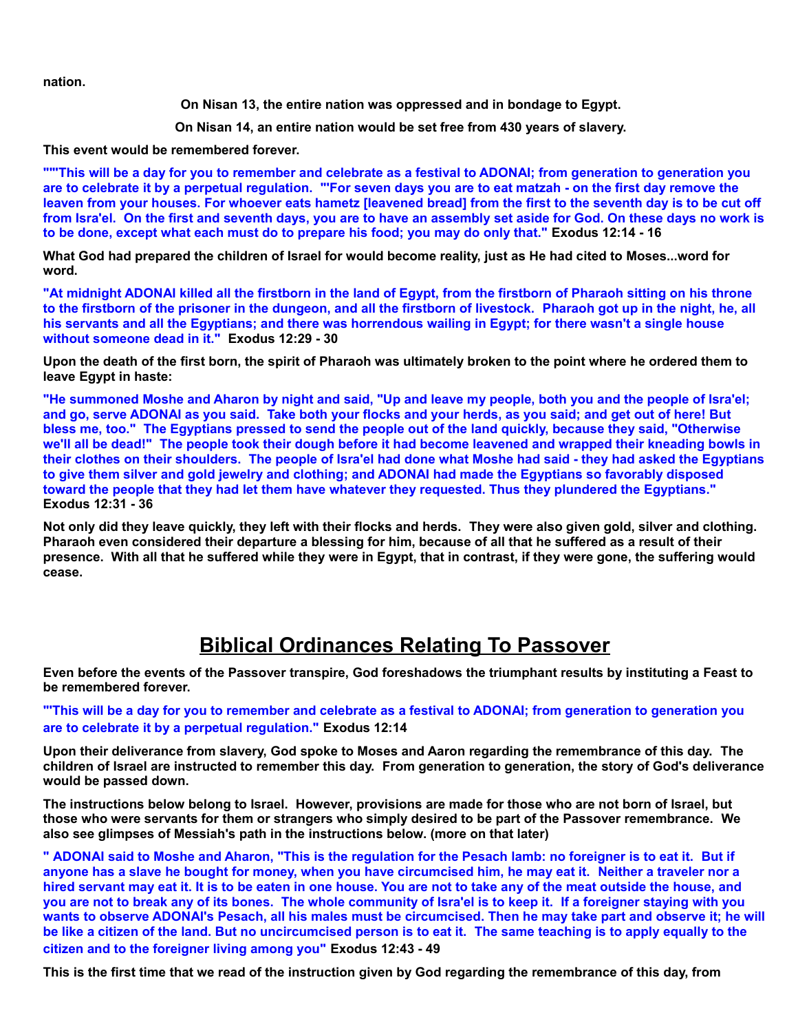**nation.**

**On Nisan 13, the entire nation was oppressed and in bondage to Egypt.**

**On Nisan 14, an entire nation would be set free from 430 years of slavery.**

**This event would be remembered forever.**

**"'"This will be a day for you to remember and celebrate as a festival to ADONAI; from generation to generation you are to celebrate it by a perpetual regulation. "'For seven days you are to eat matzah - on the first day remove the leaven from your houses. For whoever eats hametz [leavened bread] from the first to the seventh day is to be cut off from Isra'el. On the first and seventh days, you are to have an assembly set aside for God. On these days no work is to be done, except what each must do to prepare his food; you may do only that." Exodus 12:14 - 16**

**What God had prepared the children of Israel for would become reality, just as He had cited to Moses...word for word.**

**"At midnight ADONAI killed all the firstborn in the land of Egypt, from the firstborn of Pharaoh sitting on his throne to the firstborn of the prisoner in the dungeon, and all the firstborn of livestock. Pharaoh got up in the night, he, all his servants and all the Egyptians; and there was horrendous wailing in Egypt; for there wasn't a single house without someone dead in it." Exodus 12:29 - 30**

**Upon the death of the first born, the spirit of Pharaoh was ultimately broken to the point where he ordered them to leave Egypt in haste:**

**"He summoned Moshe and Aharon by night and said, "Up and leave my people, both you and the people of Isra'el; and go, serve ADONAI as you said. Take both your flocks and your herds, as you said; and get out of here! But bless me, too." The Egyptians pressed to send the people out of the land quickly, because they said, "Otherwise we'll all be dead!" The people took their dough before it had become leavened and wrapped their kneading bowls in their clothes on their shoulders. The people of Isra'el had done what Moshe had said - they had asked the Egyptians to give them silver and gold jewelry and clothing; and ADONAI had made the Egyptians so favorably disposed toward the people that they had let them have whatever they requested. Thus they plundered the Egyptians." Exodus 12:31 - 36**

**Not only did they leave quickly, they left with their flocks and herds. They were also given gold, silver and clothing. Pharaoh even considered their departure a blessing for him, because of all that he suffered as a result of their presence. With all that he suffered while they were in Egypt, that in contrast, if they were gone, the suffering would cease.**

## Biblical Ordinances Relating To Passover

**Even before the events of the Passover transpire, God foreshadows the triumphant results by instituting a Feast to be remembered forever.**

**"'This will be a day for you to remember and celebrate as a festival to ADONAI; from generation to generation you are to celebrate it by a perpetual regulation." Exodus 12:14**

**Upon their deliverance from slavery, God spoke to Moses and Aaron regarding the remembrance of this day. The children of Israel are instructed to remember this day. From generation to generation, the story of God's deliverance would be passed down.**

**The instructions below belong to Israel. However, provisions are made for those who are not born of Israel, but those who were servants for them or strangers who simply desired to be part of the Passover remembrance. We also see glimpses of Messiah's path in the instructions below. (more on that later)**

**" ADONAI said to Moshe and Aharon, "This is the regulation for the Pesach lamb: no foreigner is to eat it. But if anyone has a slave he bought for money, when you have circumcised him, he may eat it. Neither a traveler nor a hired servant may eat it. It is to be eaten in one house. You are not to take any of the meat outside the house, and you are not to break any of its bones. The whole community of Isra'el is to keep it. If a foreigner staying with you wants to observe ADONAI's Pesach, all his males must be circumcised. Then he may take part and observe it; he will be like a citizen of the land. But no uncircumcised person is to eat it. The same teaching is to apply equally to the citizen and to the foreigner living among you" Exodus 12:43 - 49**

**This is the first time that we read of the instruction given by God regarding the remembrance of this day, from**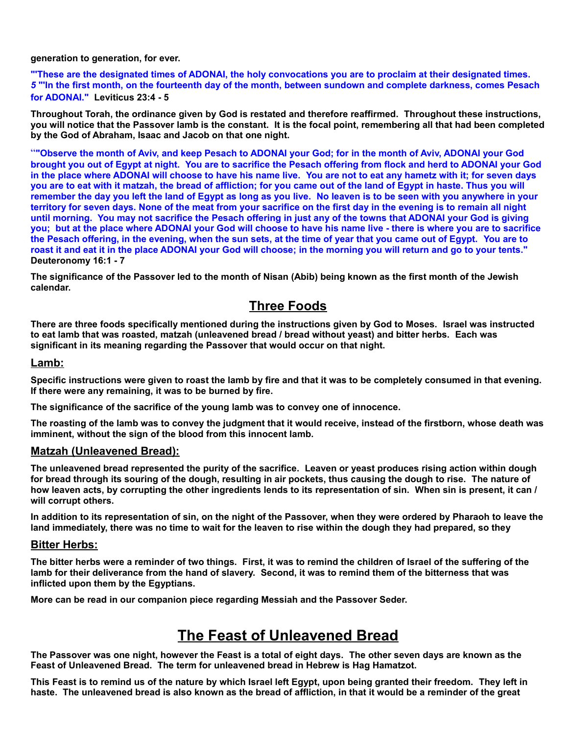**generation to generation, for ever.**

**"'These are the designated times of ADONAI, the holy convocations you are to proclaim at their designated times.** ***5*** **"'In the first month, on the fourteenth day of the month, between sundown and complete darkness, comes Pesach for ADONAI."** **Leviticus 23:4 - 5**

**Throughout Torah, the ordinance given by God is restated and therefore reaffirmed. Throughout these instructions, you will notice that the Passover lamb is the constant. It is the focal point, remembering all that had been completed by the God of Abraham, Isaac and Jacob on that one night.**

**"'Observe the month of Aviv, and keep Pesach to ADONAI your God; for in the month of Aviv, ADONAI your God brought you out of Egypt at night. You are to sacrifice the Pesach offering from flock and herd to ADONAI your God in the place where ADONAI will choose to have his name live. You are not to eat any hametz with it; for seven days you are to eat with it matzah, the bread of affliction; for you came out of the land of Egypt in haste. Thus you will remember the day you left the land of Egypt as long as you live. No leaven is to be seen with you anywhere in your territory for seven days. None of the meat from your sacrifice on the first day in the evening is to remain all night until morning. You may not sacrifice the Pesach offering in just any of the towns that ADONAI your God is giving you; but at the place where ADONAI your God will choose to have his name live - there is where you are to sacrifice the Pesach offering, in the evening, when the sun sets, at the time of year that you came out of Egypt. You are to roast it and eat it in the place ADONAI your God will choose; in the morning you will return and go to your tents."** **Deuteronomy 16:1 - 7**

**The significance of the Passover led to the month of Nisan (Abib) being known as the first month of the Jewish calendar.**

## Three Foods

**There are three foods specifically mentioned during the instructions given by God to Moses. Israel was instructed to eat lamb that was roasted, matzah (unleavened bread / bread without yeast) and bitter herbs. Each was significant in its meaning regarding the Passover that would occur on that night.**

### Lamb:

**Specific instructions were given to roast the lamb by fire and that it was to be completely consumed in that evening. If there were any remaining, it was to be burned by fire.**

**The significance of the sacrifice of the young lamb was to convey one of innocence.**

**The roasting of the lamb was to convey the judgment that it would receive, instead of the firstborn, whose death was imminent, without the sign of the blood from this innocent lamb.**

### Matzah (Unleavened Bread):

**The unleavened bread represented the purity of the sacrifice. Leaven or yeast produces rising action within dough for bread through its souring of the dough, resulting in air pockets, thus causing the dough to rise. The nature of how leaven acts, by corrupting the other ingredients lends to its representation of sin. When sin is present, it can / will corrupt others.**

**In addition to its representation of sin, on the night of the Passover, when they were ordered by Pharaoh to leave the land immediately, there was no time to wait for the leaven to rise within the dough they had prepared, so they**

### Bitter Herbs:

**The bitter herbs were a reminder of two things. First, it was to remind the children of Israel of the suffering of the lamb for their deliverance from the hand of slavery. Second, it was to remind them of the bitterness that was inflicted upon them by the Egyptians.**

**More can be read in our companion piece regarding Messiah and the Passover Seder.**

# The Feast of Unleavened Bread

**The Passover was one night, however the Feast is a total of eight days. The other seven days are known as the Feast of Unleavened Bread. The term for unleavened bread in Hebrew is Hag Hamatzot.**

**This Feast is to remind us of the nature by which Israel left Egypt, upon being granted their freedom. They left in haste. The unleavened bread is also known as the bread of affliction, in that it would be a reminder of the great**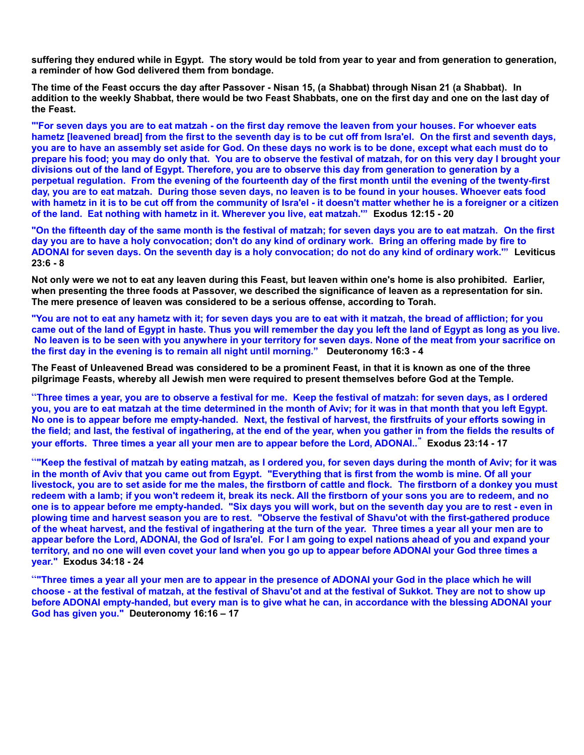**suffering they endured while in Egypt. The story would be told from year to year and from generation to generation, a reminder of how God delivered them from bondage.**

**The time of the Feast occurs the day after Passover - Nisan 15, (a Shabbat) through Nisan 21 (a Shabbat). In addition to the weekly Shabbat, there would be two Feast Shabbats, one on the first day and one on the last day of the Feast.**

**"'For seven days you are to eat matzah - on the first day remove the leaven from your houses. For whoever eats hametz [leavened bread] from the first to the seventh day is to be cut off from Isra'el. On the first and seventh days, you are to have an assembly set aside for God. On these days no work is to be done, except what each must do to prepare his food; you may do only that. You are to observe the festival of matzah, for on this very day I brought your divisions out of the land of Egypt. Therefore, you are to observe this day from generation to generation by a perpetual regulation. From the evening of the fourteenth day of the first month until the evening of the twenty-first day, you are to eat matzah. During those seven days, no leaven is to be found in your houses. Whoever eats food with hametz in it is to be cut off from the community of Isra'el - it doesn't matter whether he is a foreigner or a citizen of the land. Eat nothing with hametz in it. Wherever you live, eat matzah.'" Exodus 12:15 - 20**

**"On the fifteenth day of the same month is the festival of matzah; for seven days you are to eat matzah. On the first day you are to have a holy convocation; don't do any kind of ordinary work. Bring an offering made by fire to ADONAI for seven days. On the seventh day is a holy convocation; do not do any kind of ordinary work.'" Leviticus 23:6 - 8**

**Not only were we not to eat any leaven during this Feast, but leaven within one's home is also prohibited. Earlier, when presenting the three foods at Passover, we described the significance of leaven as a representation for sin. The mere presence of leaven was considered to be a serious offense, according to Torah.**

**"You are not to eat any hametz with it; for seven days you are to eat with it matzah, the bread of affliction; for you came out of the land of Egypt in haste. Thus you will remember the day you left the land of Egypt as long as you live. No leaven is to be seen with you anywhere in your territory for seven days. None of the meat from your sacrifice on the first day in the evening is to remain all night until morning." Deuteronomy 16:3 - 4**

**The Feast of Unleavened Bread was considered to be a prominent Feast, in that it is known as one of the three pilgrimage Feasts, whereby all Jewish men were required to present themselves before God at the Temple.**

**"Three times a year, you are to observe a festival for me. Keep the festival of matzah: for seven days, as I ordered you, you are to eat matzah at the time determined in the month of Aviv; for it was in that month that you left Egypt. No one is to appear before me empty-handed. Next, the festival of harvest, the firstfruits of your efforts sowing in the field; and last, the festival of ingathering, at the end of the year, when you gather in from the fields the results of your efforts. Three times a year all your men are to appear before the Lord, ADONAI.." Exodus 23:14 - 17**

**""Keep the festival of matzah by eating matzah, as I ordered you, for seven days during the month of Aviv; for it was in the month of Aviv that you came out from Egypt. "Everything that is first from the womb is mine. Of all your livestock, you are to set aside for me the males, the firstborn of cattle and flock. The firstborn of a donkey you must redeem with a lamb; if you won't redeem it, break its neck. All the firstborn of your sons you are to redeem, and no one is to appear before me empty-handed. "Six days you will work, but on the seventh day you are to rest - even in plowing time and harvest season you are to rest. "Observe the festival of Shavu'ot with the first-gathered produce of the wheat harvest, and the festival of ingathering at the turn of the year. Three times a year all your men are to appear before the Lord, ADONAI, the God of Isra'el. For I am going to expel nations ahead of you and expand your territory, and no one will even covet your land when you go up to appear before ADONAI your God three times a year." Exodus 34:18 - 24**

**""Three times a year all your men are to appear in the presence of ADONAI your God in the place which he will choose - at the festival of matzah, at the festival of Shavu'ot and at the festival of Sukkot. They are not to show up before ADONAI empty-handed, but every man is to give what he can, in accordance with the blessing ADONAI your God has given you." Deuteronomy 16:16 – 17**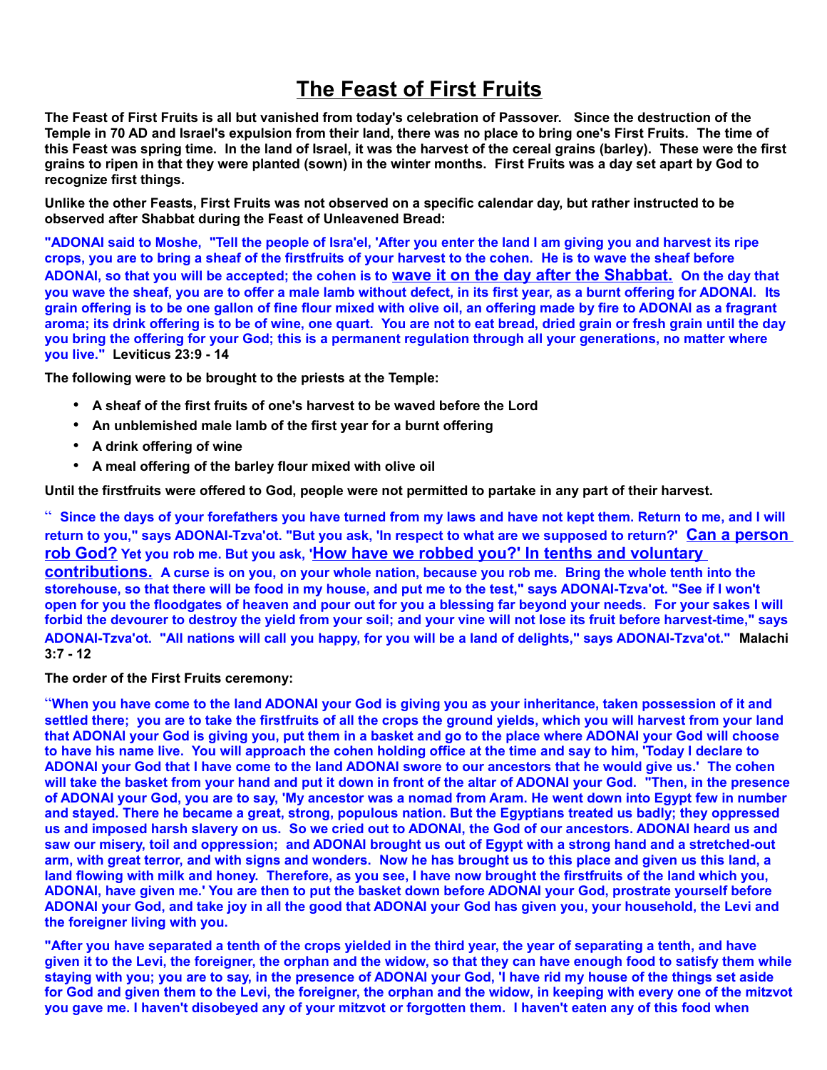# The Feast of First Fruits

**The Feast of First Fruits is all but vanished from today's celebration of Passover. Since the destruction of the Temple in 70 AD and Israel's expulsion from their land, there was no place to bring one's First Fruits. The time of this Feast was spring time. In the land of Israel, it was the harvest of the cereal grains (barley). These were the first grains to ripen in that they were planted (sown) in the winter months. First Fruits was a day set apart by God to recognize first things.**

**Unlike the other Feasts, First Fruits was not observed on a specific calendar day, but rather instructed to be observed after Shabbat during the Feast of Unleavened Bread:**

**"ADONAI said to Moshe, "Tell the people of Isra'el, 'After you enter the land I am giving you and harvest its ripe crops, you are to bring a sheaf of the firstfruits of your harvest to the cohen. He is to wave the sheaf before ADONAI, so that you will be accepted; the cohen is to wave it on the day after the Shabbat. On the day that you wave the sheaf, you are to offer a male lamb without defect, in its first year, as a burnt offering for ADONAI. Its grain offering is to be one gallon of fine flour mixed with olive oil, an offering made by fire to ADONAI as a fragrant aroma; its drink offering is to be of wine, one quart. You are not to eat bread, dried grain or fresh grain until the day you bring the offering for your God; this is a permanent regulation through all your generations, no matter where you live." Leviticus 23:9 - 14**

**The following were to be brought to the priests at the Temple:**

- **A sheaf of the first fruits of one's harvest to be waved before the Lord**
- **An unblemished male lamb of the first year for a burnt offering**
- **A drink offering of wine**
- **A meal offering of the barley flour mixed with olive oil**

**Until the firstfruits were offered to God, people were not permitted to partake in any part of their harvest.**

**" Since the days of your forefathers you have turned from my laws and have not kept them. Return to me, and I will return to you," says ADONAI-Tzva'ot. "But you ask, 'In respect to what are we supposed to return?' Can a person rob God? Yet you rob me. But you ask, 'How have we robbed you?' In tenths and voluntary contributions. A curse is on you, on your whole nation, because you rob me. Bring the whole tenth into the storehouse, so that there will be food in my house, and put me to the test," says ADONAI-Tzva'ot. "See if I won't open for you the floodgates of heaven and pour out for you a blessing far beyond your needs. For your sakes I will forbid the devourer to destroy the yield from your soil; and your vine will not lose its fruit before harvest-time," says ADONAI-Tzva'ot. "All nations will call you happy, for you will be a land of delights," says ADONAI-Tzva'ot." Malachi 3:7 - 12**

**The order of the First Fruits ceremony:**

**"When you have come to the land ADONAI your God is giving you as your inheritance, taken possession of it and settled there; you are to take the firstfruits of all the crops the ground yields, which you will harvest from your land that ADONAI your God is giving you, put them in a basket and go to the place where ADONAI your God will choose to have his name live. You will approach the cohen holding office at the time and say to him, 'Today I declare to ADONAI your God that I have come to the land ADONAI swore to our ancestors that he would give us.' The cohen will take the basket from your hand and put it down in front of the altar of ADONAI your God. "Then, in the presence of ADONAI your God, you are to say, 'My ancestor was a nomad from Aram. He went down into Egypt few in number and stayed. There he became a great, strong, populous nation. But the Egyptians treated us badly; they oppressed us and imposed harsh slavery on us. So we cried out to ADONAI, the God of our ancestors. ADONAI heard us and saw our misery, toil and oppression; and ADONAI brought us out of Egypt with a strong hand and a stretched-out arm, with great terror, and with signs and wonders. Now he has brought us to this place and given us this land, a land flowing with milk and honey. Therefore, as you see, I have now brought the firstfruits of the land which you, ADONAI, have given me.' You are then to put the basket down before ADONAI your God, prostrate yourself before ADONAI your God, and take joy in all the good that ADONAI your God has given you, your household, the Levi and the foreigner living with you.**

**"After you have separated a tenth of the crops yielded in the third year, the year of separating a tenth, and have given it to the Levi, the foreigner, the orphan and the widow, so that they can have enough food to satisfy them while staying with you; you are to say, in the presence of ADONAI your God, 'I have rid my house of the things set aside for God and given them to the Levi, the foreigner, the orphan and the widow, in keeping with every one of the mitzvot you gave me. I haven't disobeyed any of your mitzvot or forgotten them. I haven't eaten any of this food when**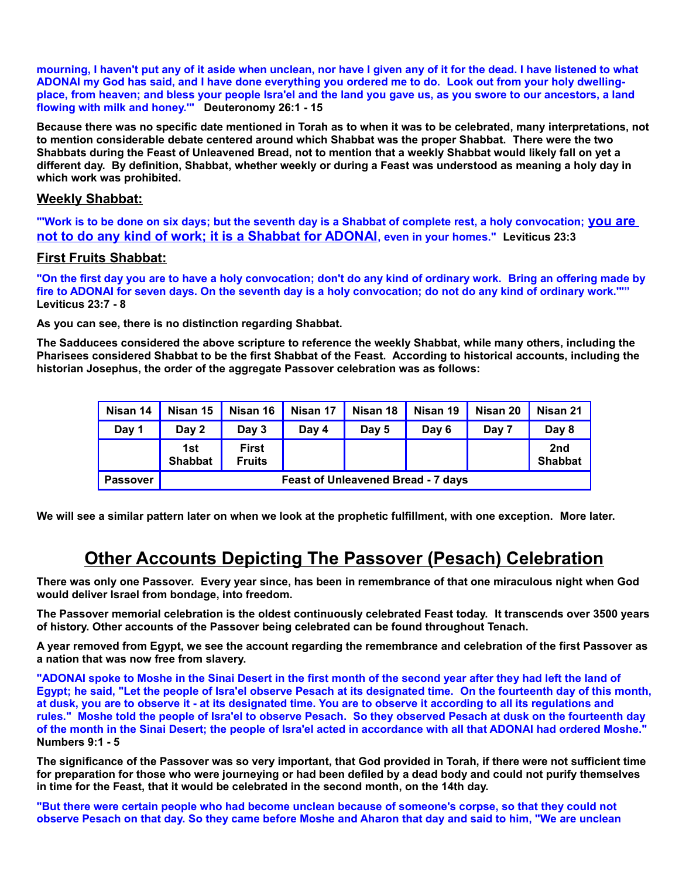**mourning, I haven't put any of it aside when unclean, nor have I given any of it for the dead. I have listened to what ADONAI my God has said, and I have done everything you ordered me to do. Look out from your holy dwelling-place, from heaven; and bless your people Isra'el and the land you gave us, as you swore to our ancestors, a land flowing with milk and honey.'" Deuteronomy 26:1 - 15**

**Because there was no specific date mentioned in Torah as to when it was to be celebrated, many interpretations, not to mention considerable debate centered around which Shabbat was the proper Shabbat. There were the two Shabbats during the Feast of Unleavened Bread, not to mention that a weekly Shabbat would likely fall on yet a different day. By definition, Shabbat, whether weekly or during a Feast was understood as meaning a holy day in which work was prohibited.**

## Weekly Shabbat:

**"'Work is to be done on six days; but the seventh day is a Shabbat of complete rest, a holy convocation; you are not to do any kind of work; it is a Shabbat for ADONAI, even in your homes." Leviticus 23:3**

## First Fruits Shabbat:

**"On the first day you are to have a holy convocation; don't do any kind of ordinary work. Bring an offering made by fire to ADONAI for seven days. On the seventh day is a holy convocation; do not do any kind of ordinary work.'"" Leviticus 23:7 - 8**

**As you can see, there is no distinction regarding Shabbat.**

**The Sadducees considered the above scripture to reference the weekly Shabbat, while many others, including the Pharisees considered Shabbat to be the first Shabbat of the Feast. According to historical accounts, including the historian Josephus, the order of the aggregate Passover celebration was as follows:**

| Nisan 14 | Nisan 15 | Nisan 16 | Nisan 17 | Nisan 18 | Nisan 19 | Nisan 20 | Nisan 21 |
|---|---|---|---|---|---|---|---|
| Day 1 | Day 2 | Day 3 | Day 4 | Day 5 | Day 6 | Day 7 | Day 8 |
| | 1st Shabbat | First Fruits | | | | | 2nd Shabbat |
| Passover | Feast of Unleavened Bread - 7 days | | | | | | |

**We will see a similar pattern later on when we look at the prophetic fulfillment, with one exception. More later.**

# Other Accounts Depicting The Passover (Pesach) Celebration

**There was only one Passover. Every year since, has been in remembrance of that one miraculous night when God would deliver Israel from bondage, into freedom.**

**The Passover memorial celebration is the oldest continuously celebrated Feast today. It transcends over 3500 years of history. Other accounts of the Passover being celebrated can be found throughout Tenach.**

**A year removed from Egypt, we see the account regarding the remembrance and celebration of the first Passover as a nation that was now free from slavery.**

**"ADONAI spoke to Moshe in the Sinai Desert in the first month of the second year after they had left the land of Egypt; he said, "Let the people of Isra'el observe Pesach at its designated time. On the fourteenth day of this month, at dusk, you are to observe it - at its designated time. You are to observe it according to all its regulations and rules." Moshe told the people of Isra'el to observe Pesach. So they observed Pesach at dusk on the fourteenth day of the month in the Sinai Desert; the people of Isra'el acted in accordance with all that ADONAI had ordered Moshe." Numbers 9:1 - 5**

**The significance of the Passover was so very important, that God provided in Torah, if there were not sufficient time for preparation for those who were journeying or had been defiled by a dead body and could not purify themselves in time for the Feast, that it would be celebrated in the second month, on the 14th day.**

**"But there were certain people who had become unclean because of someone's corpse, so that they could not observe Pesach on that day. So they came before Moshe and Aharon that day and said to him, "We are unclean**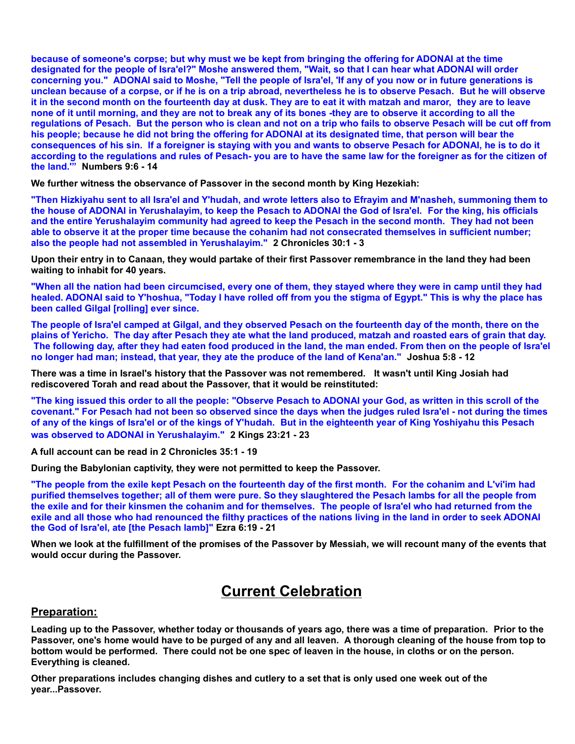**because of someone's corpse; but why must we be kept from bringing the offering for ADONAI at the time designated for the people of Isra'el?" Moshe answered them, "Wait, so that I can hear what ADONAI will order concerning you." ADONAI said to Moshe, "Tell the people of Isra'el, 'If any of you now or in future generations is unclean because of a corpse, or if he is on a trip abroad, nevertheless he is to observe Pesach. But he will observe it in the second month on the fourteenth day at dusk. They are to eat it with matzah and maror, they are to leave none of it until morning, and they are not to break any of its bones -they are to observe it according to all the regulations of Pesach. But the person who is clean and not on a trip who fails to observe Pesach will be cut off from his people; because he did not bring the offering for ADONAI at its designated time, that person will bear the consequences of his sin. If a foreigner is staying with you and wants to observe Pesach for ADONAI, he is to do it according to the regulations and rules of Pesach- you are to have the same law for the foreigner as for the citizen of the land.'" Numbers 9:6 - 14**

**We further witness the observance of Passover in the second month by King Hezekiah:**

**"Then Hizkiyahu sent to all Isra'el and Y'hudah, and wrote letters also to Efrayim and M'nasheh, summoning them to the house of ADONAI in Yerushalayim, to keep the Pesach to ADONAI the God of Isra'el. For the king, his officials and the entire Yerushalayim community had agreed to keep the Pesach in the second month. They had not been able to observe it at the proper time because the cohanim had not consecrated themselves in sufficient number; also the people had not assembled in Yerushalayim." 2 Chronicles 30:1 - 3**

**Upon their entry in to Canaan, they would partake of their first Passover remembrance in the land they had been waiting to inhabit for 40 years.**

**"When all the nation had been circumcised, every one of them, they stayed where they were in camp until they had healed. ADONAI said to Y'hoshua, "Today I have rolled off from you the stigma of Egypt." This is why the place has been called Gilgal [rolling] ever since.**

**The people of Isra'el camped at Gilgal, and they observed Pesach on the fourteenth day of the month, there on the plains of Yericho. The day after Pesach they ate what the land produced, matzah and roasted ears of grain that day. The following day, after they had eaten food produced in the land, the man ended. From then on the people of Isra'el no longer had man; instead, that year, they ate the produce of the land of Kena'an." Joshua 5:8 - 12**

**There was a time in Israel's history that the Passover was not remembered. It wasn't until King Josiah had rediscovered Torah and read about the Passover, that it would be reinstituted:**

**"The king issued this order to all the people: "Observe Pesach to ADONAI your God, as written in this scroll of the covenant." For Pesach had not been so observed since the days when the judges ruled Isra'el - not during the times of any of the kings of Isra'el or of the kings of Y'hudah. But in the eighteenth year of King Yoshiyahu this Pesach was observed to ADONAI in Yerushalayim." 2 Kings 23:21 - 23**

**A full account can be read in 2 Chronicles 35:1 - 19**

**During the Babylonian captivity, they were not permitted to keep the Passover.**

**"The people from the exile kept Pesach on the fourteenth day of the first month. For the cohanim and L'vi'im had purified themselves together; all of them were pure. So they slaughtered the Pesach lambs for all the people from the exile and for their kinsmen the cohanim and for themselves. The people of Isra'el who had returned from the exile and all those who had renounced the filthy practices of the nations living in the land in order to seek ADONAI the God of Isra'el, ate [the Pesach lamb]" Ezra 6:19 - 21**

**When we look at the fulfillment of the promises of the Passover by Messiah, we will recount many of the events that would occur during the Passover.**

# Current Celebration

## Preparation:

**Leading up to the Passover, whether today or thousands of years ago, there was a time of preparation. Prior to the Passover, one's home would have to be purged of any and all leaven. A thorough cleaning of the house from top to bottom would be performed. There could not be one spec of leaven in the house, in cloths or on the person. Everything is cleaned.**

**Other preparations includes changing dishes and cutlery to a set that is only used one week out of the year...Passover.**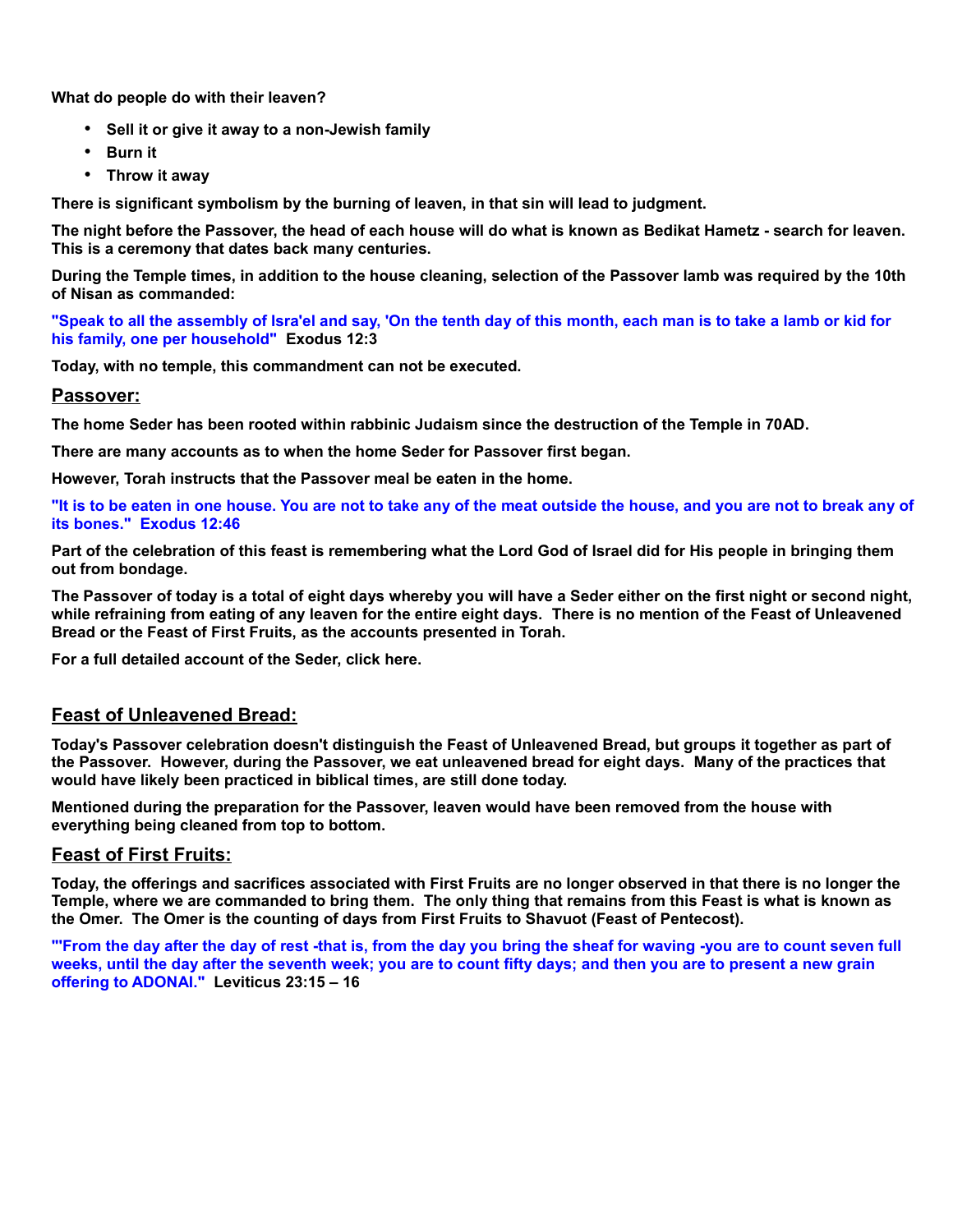**What do people do with their leaven?**

- **Sell it or give it away to a non-Jewish family**
- **Burn it**
- **Throw it away**

**There is significant symbolism by the burning of leaven, in that sin will lead to judgment.**

**The night before the Passover, the head of each house will do what is known as Bedikat Hametz - search for leaven. This is a ceremony that dates back many centuries.**

**During the Temple times, in addition to the house cleaning, selection of the Passover lamb was required by the 10th of Nisan as commanded:**

**"Speak to all the assembly of Isra'el and say, 'On the tenth day of this month, each man is to take a lamb or kid for his family, one per household" Exodus 12:3**

**Today, with no temple, this commandment can not be executed.**

## Passover:

**The home Seder has been rooted within rabbinic Judaism since the destruction of the Temple in 70AD.**

**There are many accounts as to when the home Seder for Passover first began.**

**However, Torah instructs that the Passover meal be eaten in the home.**

**"It is to be eaten in one house. You are not to take any of the meat outside the house, and you are not to break any of its bones." Exodus 12:46**

**Part of the celebration of this feast is remembering what the Lord God of Israel did for His people in bringing them out from bondage.**

**The Passover of today is a total of eight days whereby you will have a Seder either on the first night or second night, while refraining from eating of any leaven for the entire eight days. There is no mention of the Feast of Unleavened Bread or the Feast of First Fruits, as the accounts presented in Torah.**

**For a full detailed account of the Seder, click here.**

## Feast of Unleavened Bread:

**Today's Passover celebration doesn't distinguish the Feast of Unleavened Bread, but groups it together as part of the Passover. However, during the Passover, we eat unleavened bread for eight days. Many of the practices that would have likely been practiced in biblical times, are still done today.**

**Mentioned during the preparation for the Passover, leaven would have been removed from the house with everything being cleaned from top to bottom.**

## Feast of First Fruits:

**Today, the offerings and sacrifices associated with First Fruits are no longer observed in that there is no longer the Temple, where we are commanded to bring them. The only thing that remains from this Feast is what is known as the Omer. The Omer is the counting of days from First Fruits to Shavuot (Feast of Pentecost).**

**"'From the day after the day of rest -that is, from the day you bring the sheaf for waving -you are to count seven full weeks, until the day after the seventh week; you are to count fifty days; and then you are to present a new grain offering to ADONAI." Leviticus 23:15 – 16**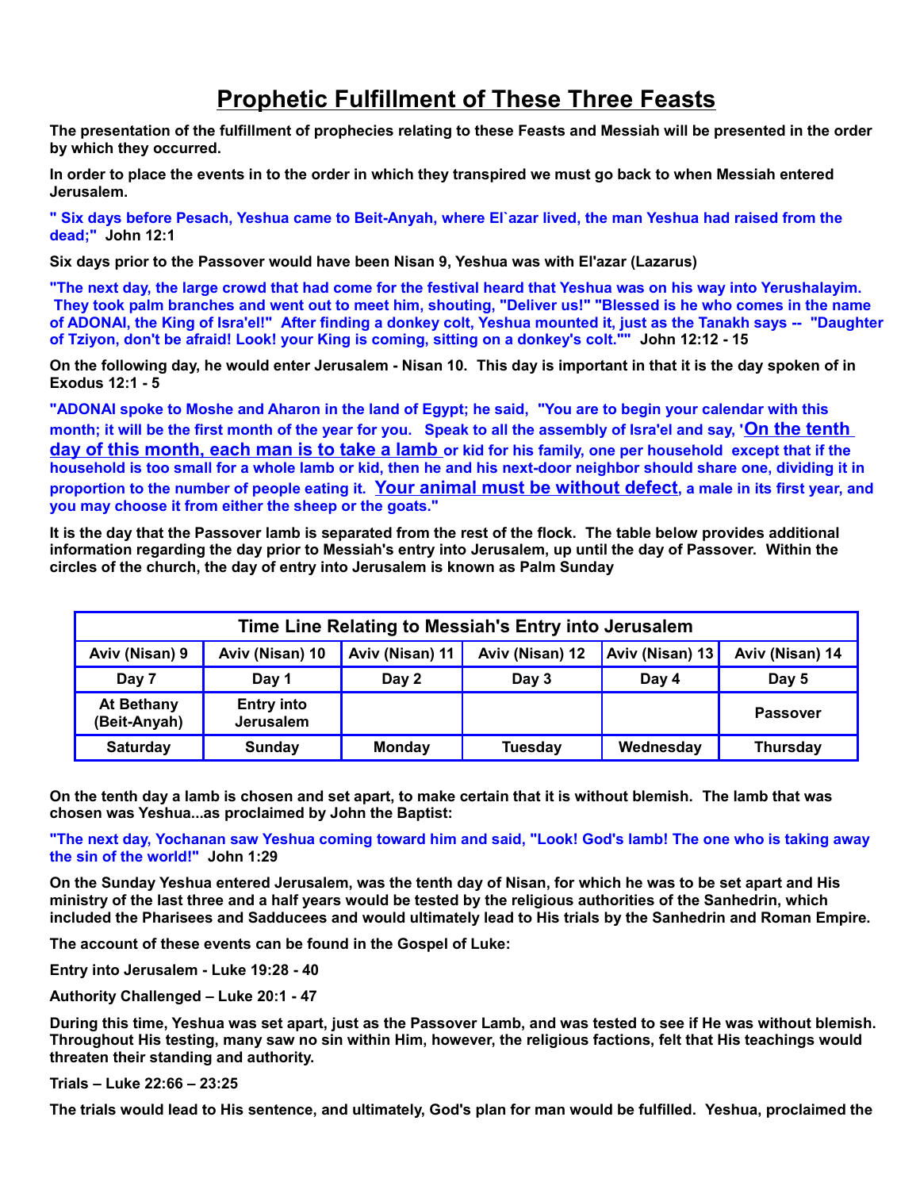# Prophetic Fulfillment of These Three Feasts

**The presentation of the fulfillment of prophecies relating to these Feasts and Messiah will be presented in the order by which they occurred.**

**In order to place the events in to the order in which they transpired we must go back to when Messiah entered Jerusalem.**

**" Six days before Pesach, Yeshua came to Beit-Anyah, where El`azar lived, the man Yeshua had raised from the dead;" John 12:1**

**Six days prior to the Passover would have been Nisan 9, Yeshua was with El'azar (Lazarus)**

**"The next day, the large crowd that had come for the festival heard that Yeshua was on his way into Yerushalayim. They took palm branches and went out to meet him, shouting, "Deliver us!" "Blessed is he who comes in the name of ADONAI, the King of Isra'el!" After finding a donkey colt, Yeshua mounted it, just as the Tanakh says -- "Daughter of Tziyon, don't be afraid! Look! your King is coming, sitting on a donkey's colt."" John 12:12 - 15**

**On the following day, he would enter Jerusalem - Nisan 10. This day is important in that it is the day spoken of in Exodus 12:1 - 5**

**"ADONAI spoke to Moshe and Aharon in the land of Egypt; he said, "You are to begin your calendar with this month; it will be the first month of the year for you. Speak to all the assembly of Isra'el and say, '<u>On the tenth day of this month, each man is to take a lamb</u> or kid for his family, one per household except that if the household is too small for a whole lamb or kid, then he and his next-door neighbor should share one, dividing it in proportion to the number of people eating it. <u>Your animal must be without defect</u>, a male in its first year, and you may choose it from either the sheep or the goats."**

**It is the day that the Passover lamb is separated from the rest of the flock. The table below provides additional information regarding the day prior to Messiah's entry into Jerusalem, up until the day of Passover. Within the circles of the church, the day of entry into Jerusalem is known as Palm Sunday**

| Time Line Relating to Messiah's Entry into Jerusalem | | | | | |
|---|---|---|---|---|---|
| Aviv (Nisan) 9 | Aviv (Nisan) 10 | Aviv (Nisan) 11 | Aviv (Nisan) 12 | Aviv (Nisan) 13 | Aviv (Nisan) 14 |
| Day 7 | Day 1 | Day 2 | Day 3 | Day 4 | Day 5 |
| At Bethany (Beit-Anyah) | Entry into Jerusalem | | | | Passover |
| Saturday | Sunday | Monday | Tuesday | Wednesday | Thursday |

**On the tenth day a lamb is chosen and set apart, to make certain that it is without blemish. The lamb that was chosen was Yeshua...as proclaimed by John the Baptist:**

**"The next day, Yochanan saw Yeshua coming toward him and said, "Look! God's lamb! The one who is taking away the sin of the world!" John 1:29**

**On the Sunday Yeshua entered Jerusalem, was the tenth day of Nisan, for which he was to be set apart and His ministry of the last three and a half years would be tested by the religious authorities of the Sanhedrin, which included the Pharisees and Sadducees and would ultimately lead to His trials by the Sanhedrin and Roman Empire.**

**The account of these events can be found in the Gospel of Luke:**

**Entry into Jerusalem - Luke 19:28 - 40**

**Authority Challenged – Luke 20:1 - 47**

**During this time, Yeshua was set apart, just as the Passover Lamb, and was tested to see if He was without blemish. Throughout His testing, many saw no sin within Him, however, the religious factions, felt that His teachings would threaten their standing and authority.**

**Trials – Luke 22:66 – 23:25**

**The trials would lead to His sentence, and ultimately, God's plan for man would be fulfilled. Yeshua, proclaimed the**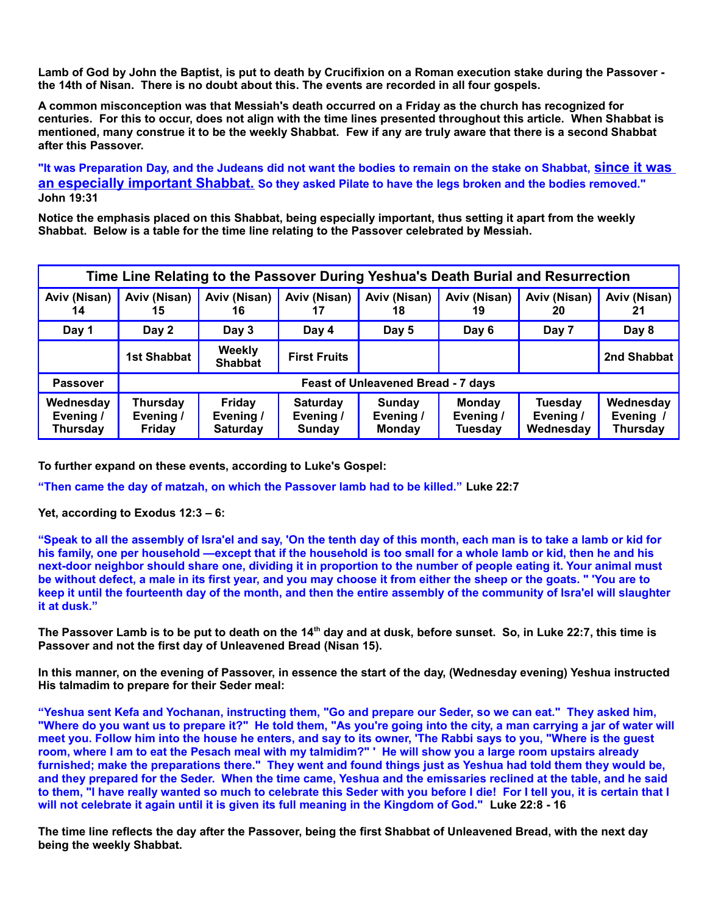**Lamb of God by John the Baptist, is put to death by Crucifixion on a Roman execution stake during the Passover - the 14th of Nisan. There is no doubt about this. The events are recorded in all four gospels.**

**A common misconception was that Messiah's death occurred on a Friday as the church has recognized for centuries. For this to occur, does not align with the time lines presented throughout this article. When Shabbat is mentioned, many construe it to be the weekly Shabbat. Few if any are truly aware that there is a second Shabbat after this Passover.**

**"It was Preparation Day, and the Judeans did not want the bodies to remain on the stake on Shabbat, since it was an especially important Shabbat. So they asked Pilate to have the legs broken and the bodies removed." John 19:31**

**Notice the emphasis placed on this Shabbat, being especially important, thus setting it apart from the weekly Shabbat. Below is a table for the time line relating to the Passover celebrated by Messiah.**

| Time Line Relating to the Passover During Yeshua's Death Burial and Resurrection | | | | | | | |
|---|---|---|---|---|---|---|---|
| Aviv (Nisan) 14 | Aviv (Nisan) 15 | Aviv (Nisan) 16 | Aviv (Nisan) 17 | Aviv (Nisan) 18 | Aviv (Nisan) 19 | Aviv (Nisan) 20 | Aviv (Nisan) 21 |
| Day 1 | Day 2 | Day 3 | Day 4 | Day 5 | Day 6 | Day 7 | Day 8 |
| | 1st Shabbat | Weekly Shabbat | First Fruits | | | | 2nd Shabbat |
| Passover | Feast of Unleavened Bread - 7 days | | | | | | |
| Wednesday Evening / Thursday | Thursday Evening / Friday | Friday Evening / Saturday | Saturday Evening / Sunday | Sunday Evening / Monday | Monday Evening / Tuesday | Tuesday Evening / Wednesday | Wednesday Evening / Thursday |

**To further expand on these events, according to Luke's Gospel:**

**"Then came the day of matzah, on which the Passover lamb had to be killed." Luke 22:7**

**Yet, according to Exodus 12:3 – 6:**

**"Speak to all the assembly of Isra'el and say, 'On the tenth day of this month, each man is to take a lamb or kid for his family, one per household —except that if the household is too small for a whole lamb or kid, then he and his next-door neighbor should share one, dividing it in proportion to the number of people eating it. Your animal must be without defect, a male in its first year, and you may choose it from either the sheep or the goats. " 'You are to keep it until the fourteenth day of the month, and then the entire assembly of the community of Isra'el will slaughter it at dusk."**

**The Passover Lamb is to be put to death on the 14th day and at dusk, before sunset. So, in Luke 22:7, this time is Passover and not the first day of Unleavened Bread (Nisan 15).**

**In this manner, on the evening of Passover, in essence the start of the day, (Wednesday evening) Yeshua instructed His talmadim to prepare for their Seder meal:**

**"Yeshua sent Kefa and Yochanan, instructing them, "Go and prepare our Seder, so we can eat." They asked him, "Where do you want us to prepare it?" He told them, "As you're going into the city, a man carrying a jar of water will meet you. Follow him into the house he enters, and say to its owner, 'The Rabbi says to you, "Where is the guest room, where I am to eat the Pesach meal with my talmidim?" ' He will show you a large room upstairs already furnished; make the preparations there." They went and found things just as Yeshua had told them they would be, and they prepared for the Seder. When the time came, Yeshua and the emissaries reclined at the table, and he said to them, "I have really wanted so much to celebrate this Seder with you before I die! For I tell you, it is certain that I will not celebrate it again until it is given its full meaning in the Kingdom of God." Luke 22:8 - 16**

**The time line reflects the day after the Passover, being the first Shabbat of Unleavened Bread, with the next day being the weekly Shabbat.**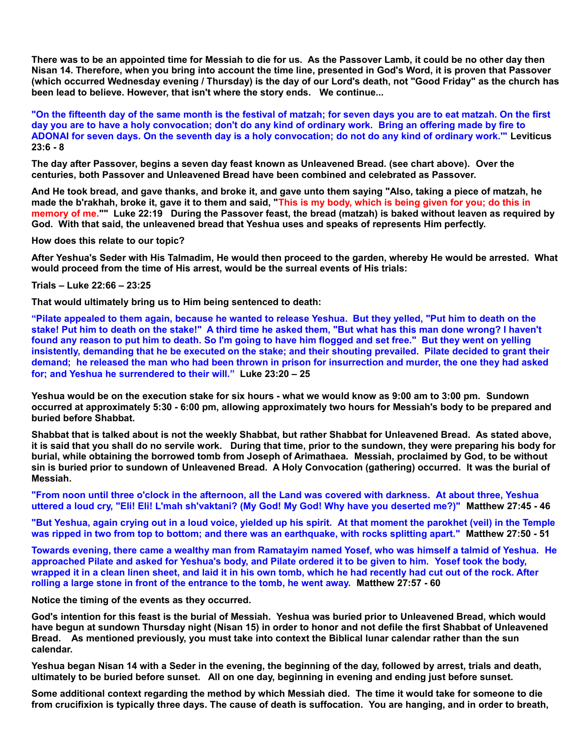**There was to be an appointed time for Messiah to die for us. As the Passover Lamb, it could be no other day then Nisan 14. Therefore, when you bring into account the time line, presented in God's Word, it is proven that Passover (which occurred Wednesday evening / Thursday) is the day of our Lord's death, not "Good Friday" as the church has been lead to believe. However, that isn't where the story ends. We continue...**

**"On the fifteenth day of the same month is the festival of matzah; for seven days you are to eat matzah. On the first day you are to have a holy convocation; don't do any kind of ordinary work. Bring an offering made by fire to ADONAI for seven days. On the seventh day is a holy convocation; do not do any kind of ordinary work.'" Leviticus 23:6 - 8**

**The day after Passover, begins a seven day feast known as Unleavened Bread. (see chart above). Over the centuries, both Passover and Unleavened Bread have been combined and celebrated as Passover.**

**And He took bread, and gave thanks, and broke it, and gave unto them saying "Also, taking a piece of matzah, he made the b'rakhah, broke it, gave it to them and said, "This is my body, which is being given for you; do this in memory of me."" Luke 22:19 During the Passover feast, the bread (matzah) is baked without leaven as required by God. With that said, the unleavened bread that Yeshua uses and speaks of represents Him perfectly.**

**How does this relate to our topic?**

**After Yeshua's Seder with His Talmadim, He would then proceed to the garden, whereby He would be arrested. What would proceed from the time of His arrest, would be the surreal events of His trials:**

**Trials – Luke 22:66 – 23:25**

**That would ultimately bring us to Him being sentenced to death:**

**"Pilate appealed to them again, because he wanted to release Yeshua. But they yelled, "Put him to death on the stake! Put him to death on the stake!" A third time he asked them, "But what has this man done wrong? I haven't found any reason to put him to death. So I'm going to have him flogged and set free." But they went on yelling insistently, demanding that he be executed on the stake; and their shouting prevailed. Pilate decided to grant their demand; he released the man who had been thrown in prison for insurrection and murder, the one they had asked for; and Yeshua he surrendered to their will." Luke 23:20 – 25**

**Yeshua would be on the execution stake for six hours - what we would know as 9:00 am to 3:00 pm. Sundown occurred at approximately 5:30 - 6:00 pm, allowing approximately two hours for Messiah's body to be prepared and buried before Shabbat.**

**Shabbat that is talked about is not the weekly Shabbat, but rather Shabbat for Unleavened Bread. As stated above, it is said that you shall do no servile work. During that time, prior to the sundown, they were preparing his body for burial, while obtaining the borrowed tomb from Joseph of Arimathaea. Messiah, proclaimed by God, to be without sin is buried prior to sundown of Unleavened Bread. A Holy Convocation (gathering) occurred. It was the burial of Messiah.**

**"From noon until three o'clock in the afternoon, all the Land was covered with darkness. At about three, Yeshua uttered a loud cry, "Eli! Eli! L'mah sh'vaktani? (My God! My God! Why have you deserted me?)" Matthew 27:45 - 46**

**"But Yeshua, again crying out in a loud voice, yielded up his spirit. At that moment the parokhet (veil) in the Temple was ripped in two from top to bottom; and there was an earthquake, with rocks splitting apart." Matthew 27:50 - 51**

**Towards evening, there came a wealthy man from Ramatayim named Yosef, who was himself a talmid of Yeshua. He approached Pilate and asked for Yeshua's body, and Pilate ordered it to be given to him. Yosef took the body, wrapped it in a clean linen sheet, and laid it in his own tomb, which he had recently had cut out of the rock. After rolling a large stone in front of the entrance to the tomb, he went away. Matthew 27:57 - 60**

**Notice the timing of the events as they occurred.**

**God's intention for this feast is the burial of Messiah. Yeshua was buried prior to Unleavened Bread, which would have begun at sundown Thursday night (Nisan 15) in order to honor and not defile the first Shabbat of Unleavened Bread. As mentioned previously, you must take into context the Biblical lunar calendar rather than the sun calendar.**

**Yeshua began Nisan 14 with a Seder in the evening, the beginning of the day, followed by arrest, trials and death, ultimately to be buried before sunset. All on one day, beginning in evening and ending just before sunset.**

**Some additional context regarding the method by which Messiah died. The time it would take for someone to die from crucifixion is typically three days. The cause of death is suffocation. You are hanging, and in order to breath,**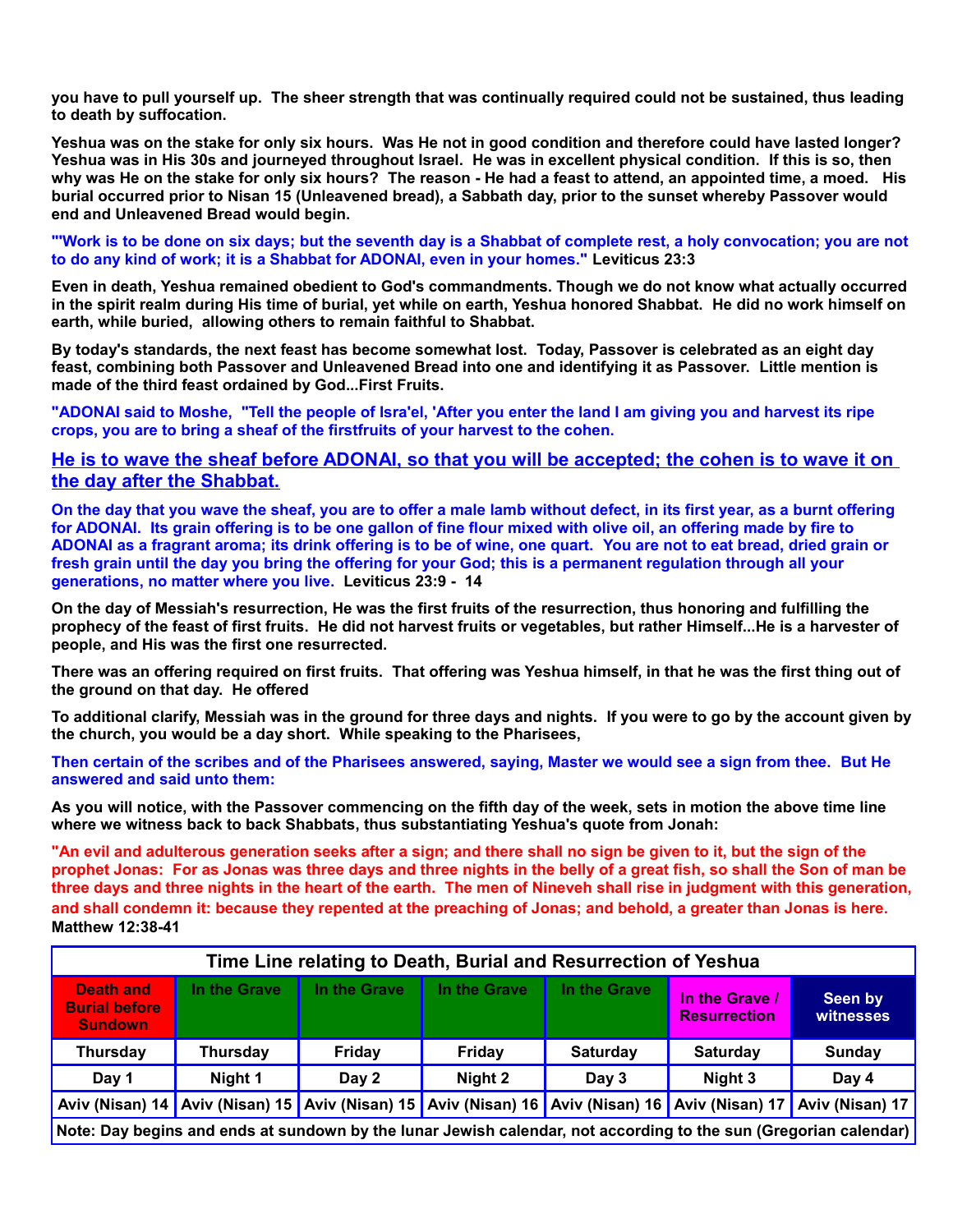**you have to pull yourself up. The sheer strength that was continually required could not be sustained, thus leading to death by suffocation.**

**Yeshua was on the stake for only six hours. Was He not in good condition and therefore could have lasted longer? Yeshua was in His 30s and journeyed throughout Israel. He was in excellent physical condition. If this is so, then why was He on the stake for only six hours? The reason - He had a feast to attend, an appointed time, a moed. His burial occurred prior to Nisan 15 (Unleavened bread), a Sabbath day, prior to the sunset whereby Passover would end and Unleavened Bread would begin.**

**"'Work is to be done on six days; but the seventh day is a Shabbat of complete rest, a holy convocation; you are not to do any kind of work; it is a Shabbat for ADONAI, even in your homes." Leviticus 23:3**

**Even in death, Yeshua remained obedient to God's commandments. Though we do not know what actually occurred in the spirit realm during His time of burial, yet while on earth, Yeshua honored Shabbat. He did no work himself on earth, while buried, allowing others to remain faithful to Shabbat.**

**By today's standards, the next feast has become somewhat lost. Today, Passover is celebrated as an eight day feast, combining both Passover and Unleavened Bread into one and identifying it as Passover. Little mention is made of the third feast ordained by God...First Fruits.**

**"ADONAI said to Moshe, "Tell the people of Isra'el, 'After you enter the land I am giving you and harvest its ripe crops, you are to bring a sheaf of the firstfruits of your harvest to the cohen.**

**<u>He is to wave the sheaf before ADONAI, so that you will be accepted; the cohen is to wave it on the day after the Shabbat.</u>**

**On the day that you wave the sheaf, you are to offer a male lamb without defect, in its first year, as a burnt offering for ADONAI. Its grain offering is to be one gallon of fine flour mixed with olive oil, an offering made by fire to ADONAI as a fragrant aroma; its drink offering is to be of wine, one quart. You are not to eat bread, dried grain or fresh grain until the day you bring the offering for your God; this is a permanent regulation through all your generations, no matter where you live. Leviticus 23:9 - 14**

**On the day of Messiah's resurrection, He was the first fruits of the resurrection, thus honoring and fulfilling the prophecy of the feast of first fruits. He did not harvest fruits or vegetables, but rather Himself...He is a harvester of people, and His was the first one resurrected.**

**There was an offering required on first fruits. That offering was Yeshua himself, in that he was the first thing out of the ground on that day. He offered**

**To additional clarify, Messiah was in the ground for three days and nights. If you were to go by the account given by the church, you would be a day short. While speaking to the Pharisees,**

**Then certain of the scribes and of the Pharisees answered, saying, Master we would see a sign from thee. But He answered and said unto them:**

**As you will notice, with the Passover commencing on the fifth day of the week, sets in motion the above time line where we witness back to back Shabbats, thus substantiating Yeshua's quote from Jonah:**

**"An evil and adulterous generation seeks after a sign; and there shall no sign be given to it, but the sign of the prophet Jonas: For as Jonas was three days and three nights in the belly of a great fish, so shall the Son of man be three days and three nights in the heart of the earth. The men of Nineveh shall rise in judgment with this generation, and shall condemn it: because they repented at the preaching of Jonas; and behold, a greater than Jonas is here. Matthew 12:38-41**

| Time Line relating to Death, Burial and Resurrection of Yeshua | | | | | | |
|---|---|---|---|---|---|---|
| Death and Burial before Sundown | In the Grave | In the Grave | In the Grave | In the Grave | In the Grave / Resurrection | Seen by witnesses |
| Thursday | Thursday | Friday | Friday | Saturday | Saturday | Sunday |
| Day 1 | Night 1 | Day 2 | Night 2 | Day 3 | Night 3 | Day 4 |
| Aviv (Nisan) 14 | Aviv (Nisan) 15 | Aviv (Nisan) 15 | Aviv (Nisan) 16 | Aviv (Nisan) 16 | Aviv (Nisan) 17 | Aviv (Nisan) 17 |
| Note: Day begins and ends at sundown by the lunar Jewish calendar, not according to the sun (Gregorian calendar) | | | | | | |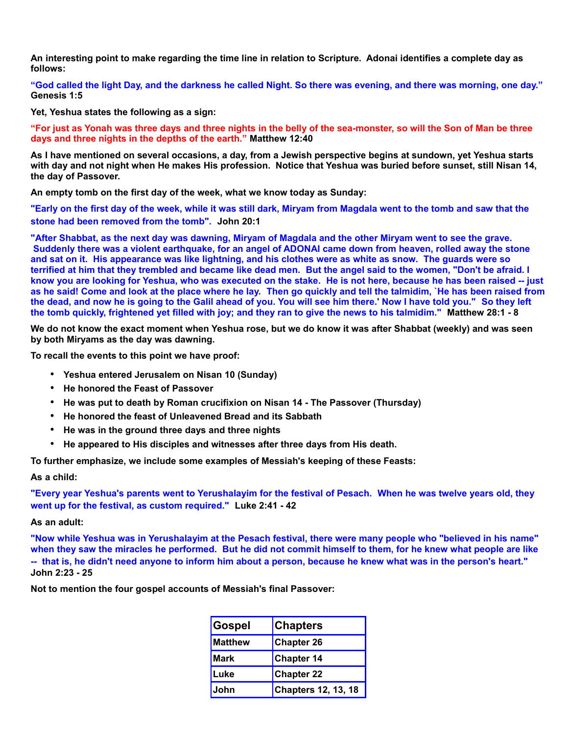**An interesting point to make regarding the time line in relation to Scripture. Adonai identifies a complete day as follows:**

**"God called the light Day, and the darkness he called Night. So there was evening, and there was morning, one day." Genesis 1:5**

**Yet, Yeshua states the following as a sign:**

**"For just as Yonah was three days and three nights in the belly of the sea-monster, so will the Son of Man be three days and three nights in the depths of the earth." Matthew 12:40**

**As I have mentioned on several occasions, a day, from a Jewish perspective begins at sundown, yet Yeshua starts with day and not night when He makes His profession. Notice that Yeshua was buried before sunset, still Nisan 14, the day of Passover.**

**An empty tomb on the first day of the week, what we know today as Sunday:**

**"Early on the first day of the week, while it was still dark, Miryam from Magdala went to the tomb and saw that the stone had been removed from the tomb". John 20:1**

**"After Shabbat, as the next day was dawning, Miryam of Magdala and the other Miryam went to see the grave. Suddenly there was a violent earthquake, for an angel of ADONAI came down from heaven, rolled away the stone and sat on it. His appearance was like lightning, and his clothes were as white as snow. The guards were so terrified at him that they trembled and became like dead men. But the angel said to the women, "Don't be afraid. I know you are looking for Yeshua, who was executed on the stake. He is not here, because he has been raised -- just as he said! Come and look at the place where he lay. Then go quickly and tell the talmidim, `He has been raised from the dead, and now he is going to the Galil ahead of you. You will see him there.' Now I have told you." So they left the tomb quickly, frightened yet filled with joy; and they ran to give the news to his talmidim." Matthew 28:1 - 8**

**We do not know the exact moment when Yeshua rose, but we do know it was after Shabbat (weekly) and was seen by both Miryams as the day was dawning.**

**To recall the events to this point we have proof:**

- **Yeshua entered Jerusalem on Nisan 10 (Sunday)**
- **He honored the Feast of Passover**
- **He was put to death by Roman crucifixion on Nisan 14 - The Passover (Thursday)**
- **He honored the feast of Unleavened Bread and its Sabbath**
- **He was in the ground three days and three nights**
- **He appeared to His disciples and witnesses after three days from His death.**

**To further emphasize, we include some examples of Messiah's keeping of these Feasts:**

**As a child:**

**"Every year Yeshua's parents went to Yerushalayim for the festival of Pesach. When he was twelve years old, they went up for the festival, as custom required." Luke 2:41 - 42**

**As an adult:**

**"Now while Yeshua was in Yerushalayim at the Pesach festival, there were many people who "believed in his name" when they saw the miracles he performed. But he did not commit himself to them, for he knew what people are like -- that is, he didn't need anyone to inform him about a person, because he knew what was in the person's heart." John 2:23 - 25**

**Not to mention the four gospel accounts of Messiah's final Passover:**

| Gospel | Chapters |
|---|---|
| Matthew | Chapter 26 |
| Mark | Chapter 14 |
| Luke | Chapter 22 |
| John | Chapters 12, 13, 18 |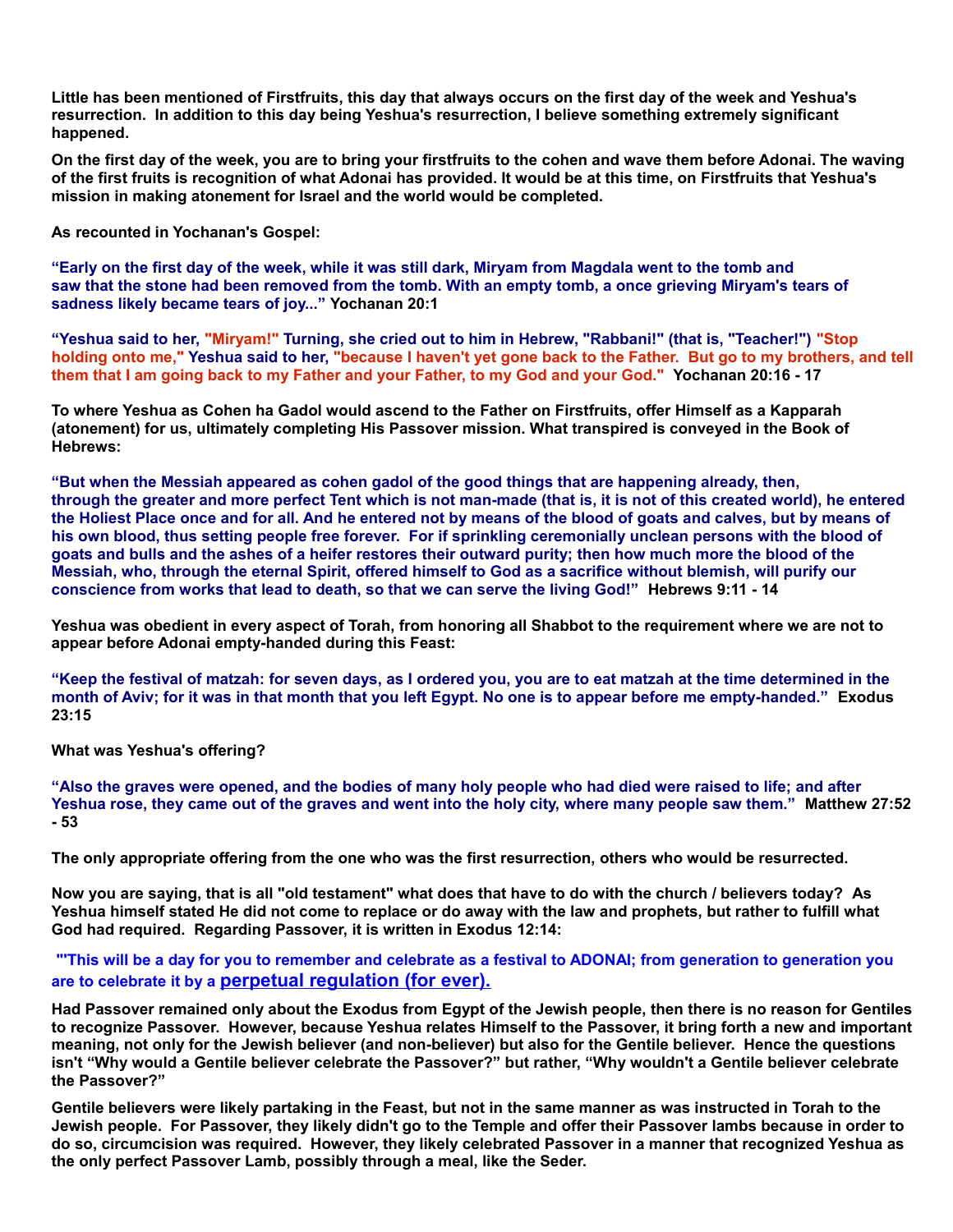**Little has been mentioned of Firstfruits, this day that always occurs on the first day of the week and Yeshua's resurrection. In addition to this day being Yeshua's resurrection, I believe something extremely significant happened.**

**On the first day of the week, you are to bring your firstfruits to the cohen and wave them before Adonai. The waving of the first fruits is recognition of what Adonai has provided. It would be at this time, on Firstfruits that Yeshua's mission in making atonement for Israel and the world would be completed.**

**As recounted in Yochanan's Gospel:**

**"Early on the first day of the week, while it was still dark, Miryam from Magdala went to the tomb and saw that the stone had been removed from the tomb. With an empty tomb, a once grieving Miryam's tears of sadness likely became tears of joy..." Yochanan 20:1**

**"Yeshua said to her, "Miryam!" Turning, she cried out to him in Hebrew, "Rabbani!" (that is, "Teacher!") "Stop holding onto me," Yeshua said to her, "because I haven't yet gone back to the Father. But go to my brothers, and tell them that I am going back to my Father and your Father, to my God and your God." Yochanan 20:16 - 17**

**To where Yeshua as Cohen ha Gadol would ascend to the Father on Firstfruits, offer Himself as a Kapparah (atonement) for us, ultimately completing His Passover mission. What transpired is conveyed in the Book of Hebrews:**

**"But when the Messiah appeared as cohen gadol of the good things that are happening already, then, through the greater and more perfect Tent which is not man-made (that is, it is not of this created world), he entered the Holiest Place once and for all. And he entered not by means of the blood of goats and calves, but by means of his own blood, thus setting people free forever. For if sprinkling ceremonially unclean persons with the blood of goats and bulls and the ashes of a heifer restores their outward purity; then how much more the blood of the Messiah, who, through the eternal Spirit, offered himself to God as a sacrifice without blemish, will purify our conscience from works that lead to death, so that we can serve the living God!" Hebrews 9:11 - 14**

**Yeshua was obedient in every aspect of Torah, from honoring all Shabbot to the requirement where we are not to appear before Adonai empty-handed during this Feast:**

**"Keep the festival of matzah: for seven days, as I ordered you, you are to eat matzah at the time determined in the month of Aviv; for it was in that month that you left Egypt. No one is to appear before me empty-handed." Exodus 23:15**

**What was Yeshua's offering?**

**"Also the graves were opened, and the bodies of many holy people who had died were raised to life; and after Yeshua rose, they came out of the graves and went into the holy city, where many people saw them." Matthew 27:52 - 53**

**The only appropriate offering from the one who was the first resurrection, others who would be resurrected.**

**Now you are saying, that is all "old testament" what does that have to do with the church / believers today? As Yeshua himself stated He did not come to replace or do away with the law and prophets, but rather to fulfill what God had required. Regarding Passover, it is written in Exodus 12:14:**

**"'This will be a day for you to remember and celebrate as a festival to ADONAI; from generation to generation you are to celebrate it by a perpetual regulation (for ever).**

**Had Passover remained only about the Exodus from Egypt of the Jewish people, then there is no reason for Gentiles to recognize Passover. However, because Yeshua relates Himself to the Passover, it bring forth a new and important meaning, not only for the Jewish believer (and non-believer) but also for the Gentile believer. Hence the questions isn't "Why would a Gentile believer celebrate the Passover?" but rather, "Why wouldn't a Gentile believer celebrate the Passover?"**

**Gentile believers were likely partaking in the Feast, but not in the same manner as was instructed in Torah to the Jewish people. For Passover, they likely didn't go to the Temple and offer their Passover lambs because in order to do so, circumcision was required. However, they likely celebrated Passover in a manner that recognized Yeshua as the only perfect Passover Lamb, possibly through a meal, like the Seder.**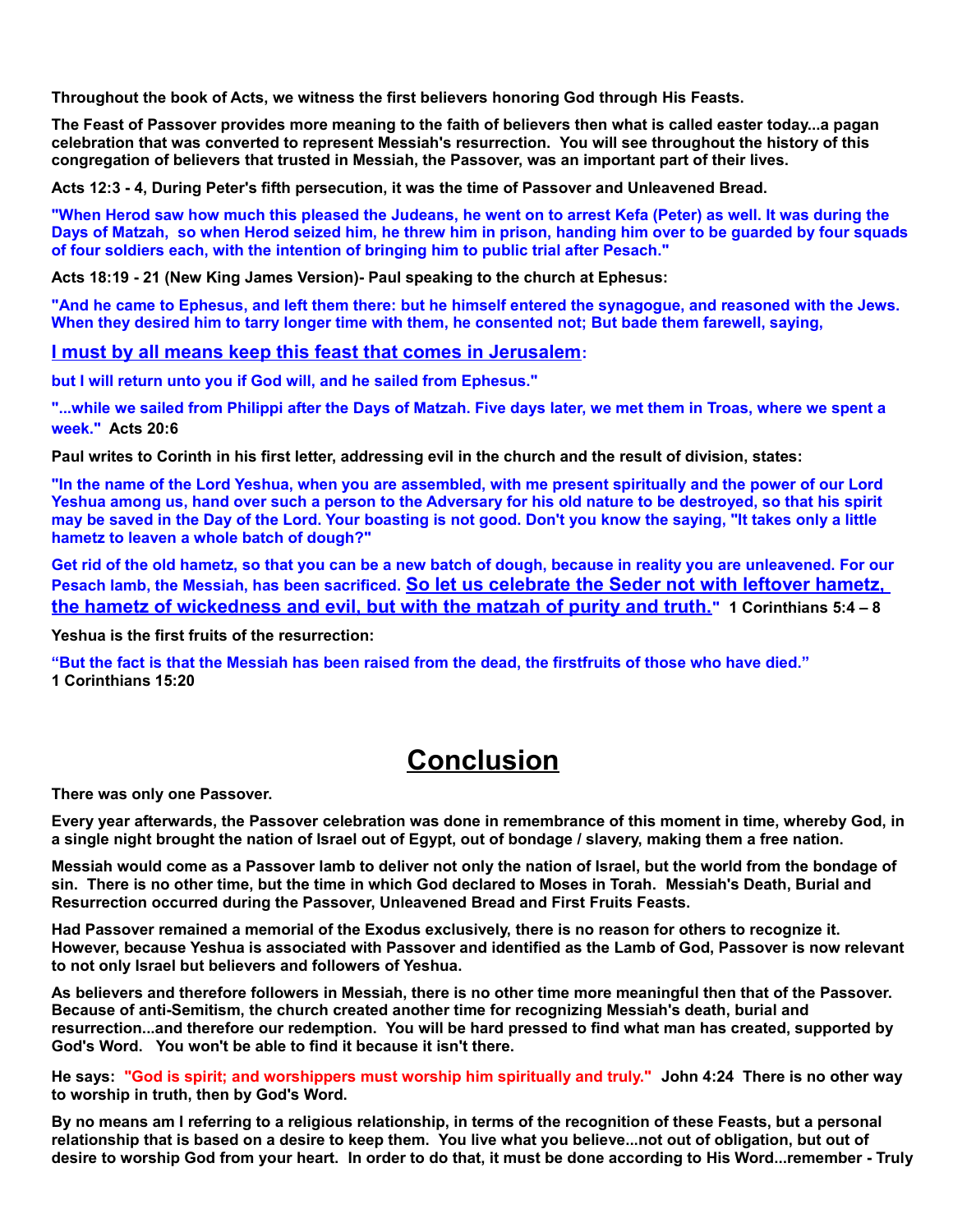**Throughout the book of Acts, we witness the first believers honoring God through His Feasts.**

**The Feast of Passover provides more meaning to the faith of believers then what is called easter today...a pagan celebration that was converted to represent Messiah's resurrection. You will see throughout the history of this congregation of believers that trusted in Messiah, the Passover, was an important part of their lives.**

**Acts 12:3 - 4, During Peter's fifth persecution, it was the time of Passover and Unleavened Bread.**

**"When Herod saw how much this pleased the Judeans, he went on to arrest Kefa (Peter) as well. It was during the Days of Matzah, so when Herod seized him, he threw him in prison, handing him over to be guarded by four squads of four soldiers each, with the intention of bringing him to public trial after Pesach."**

**Acts 18:19 - 21 (New King James Version)- Paul speaking to the church at Ephesus:**

**"And he came to Ephesus, and left them there: but he himself entered the synagogue, and reasoned with the Jews. When they desired him to tarry longer time with them, he consented not; But bade them farewell, saying,**

**I must by all means keep this feast that comes in Jerusalem:**

**but I will return unto you if God will, and he sailed from Ephesus."**

**"...while we sailed from Philippi after the Days of Matzah. Five days later, we met them in Troas, where we spent a week." Acts 20:6**

**Paul writes to Corinth in his first letter, addressing evil in the church and the result of division, states:**

**"In the name of the Lord Yeshua, when you are assembled, with me present spiritually and the power of our Lord Yeshua among us, hand over such a person to the Adversary for his old nature to be destroyed, so that his spirit may be saved in the Day of the Lord. Your boasting is not good. Don't you know the saying, "It takes only a little hametz to leaven a whole batch of dough?"**

**Get rid of the old hametz, so that you can be a new batch of dough, because in reality you are unleavened. For our Pesach lamb, the Messiah, has been sacrificed. So let us celebrate the Seder not with leftover hametz, the hametz of wickedness and evil, but with the matzah of purity and truth." 1 Corinthians 5:4 – 8**

**Yeshua is the first fruits of the resurrection:**

**"But the fact is that the Messiah has been raised from the dead, the firstfruits of those who have died."**
**1 Corinthians 15:20**

# Conclusion

**There was only one Passover.**

**Every year afterwards, the Passover celebration was done in remembrance of this moment in time, whereby God, in a single night brought the nation of Israel out of Egypt, out of bondage / slavery, making them a free nation.**

**Messiah would come as a Passover lamb to deliver not only the nation of Israel, but the world from the bondage of sin. There is no other time, but the time in which God declared to Moses in Torah. Messiah's Death, Burial and Resurrection occurred during the Passover, Unleavened Bread and First Fruits Feasts.**

**Had Passover remained a memorial of the Exodus exclusively, there is no reason for others to recognize it. However, because Yeshua is associated with Passover and identified as the Lamb of God, Passover is now relevant to not only Israel but believers and followers of Yeshua.**

**As believers and therefore followers in Messiah, there is no other time more meaningful then that of the Passover. Because of anti-Semitism, the church created another time for recognizing Messiah's death, burial and resurrection...and therefore our redemption. You will be hard pressed to find what man has created, supported by God's Word. You won't be able to find it because it isn't there.**

**He says: "God is spirit; and worshippers must worship him spiritually and truly." John 4:24 There is no other way to worship in truth, then by God's Word.**

**By no means am I referring to a religious relationship, in terms of the recognition of these Feasts, but a personal relationship that is based on a desire to keep them. You live what you believe...not out of obligation, but out of desire to worship God from your heart. In order to do that, it must be done according to His Word...remember - Truly**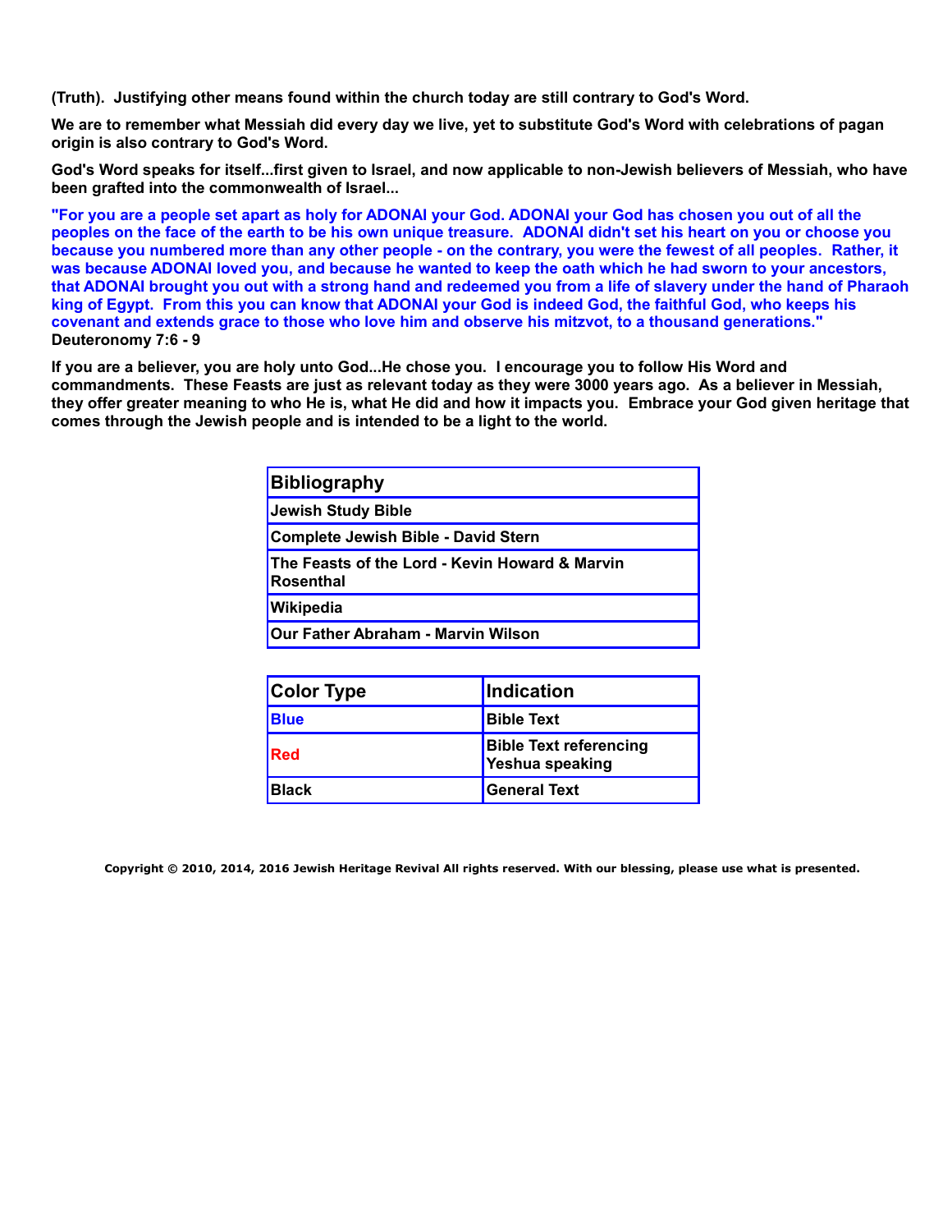**(Truth). Justifying other means found within the church today are still contrary to God's Word.**

**We are to remember what Messiah did every day we live, yet to substitute God's Word with celebrations of pagan origin is also contrary to God's Word.**

**God's Word speaks for itself...first given to Israel, and now applicable to non-Jewish believers of Messiah, who have been grafted into the commonwealth of Israel...**

**"For you are a people set apart as holy for ADONAI your God. ADONAI your God has chosen you out of all the peoples on the face of the earth to be his own unique treasure. ADONAI didn't set his heart on you or choose you because you numbered more than any other people - on the contrary, you were the fewest of all peoples. Rather, it was because ADONAI loved you, and because he wanted to keep the oath which he had sworn to your ancestors, that ADONAI brought you out with a strong hand and redeemed you from a life of slavery under the hand of Pharaoh king of Egypt. From this you can know that ADONAI your God is indeed God, the faithful God, who keeps his covenant and extends grace to those who love him and observe his mitzvot, to a thousand generations."**
**Deuteronomy 7:6 - 9**

**If you are a believer, you are holy unto God...He chose you. I encourage you to follow His Word and commandments. These Feasts are just as relevant today as they were 3000 years ago. As a believer in Messiah, they offer greater meaning to who He is, what He did and how it impacts you. Embrace your God given heritage that comes through the Jewish people and is intended to be a light to the world.**

| Bibliography |
|---|
| Jewish Study Bible |
| Complete Jewish Bible - David Stern |
| The Feasts of the Lord - Kevin Howard & Marvin Rosenthal |
| Wikipedia |
| Our Father Abraham - Marvin Wilson |

| Color Type | Indication |
|---|---|
| Blue | Bible Text |
| Red | Bible Text referencing Yeshua speaking |
| Black | General Text |

Copyright © 2010, 2014, 2016 Jewish Heritage Revival All rights reserved. With our blessing, please use what is presented.